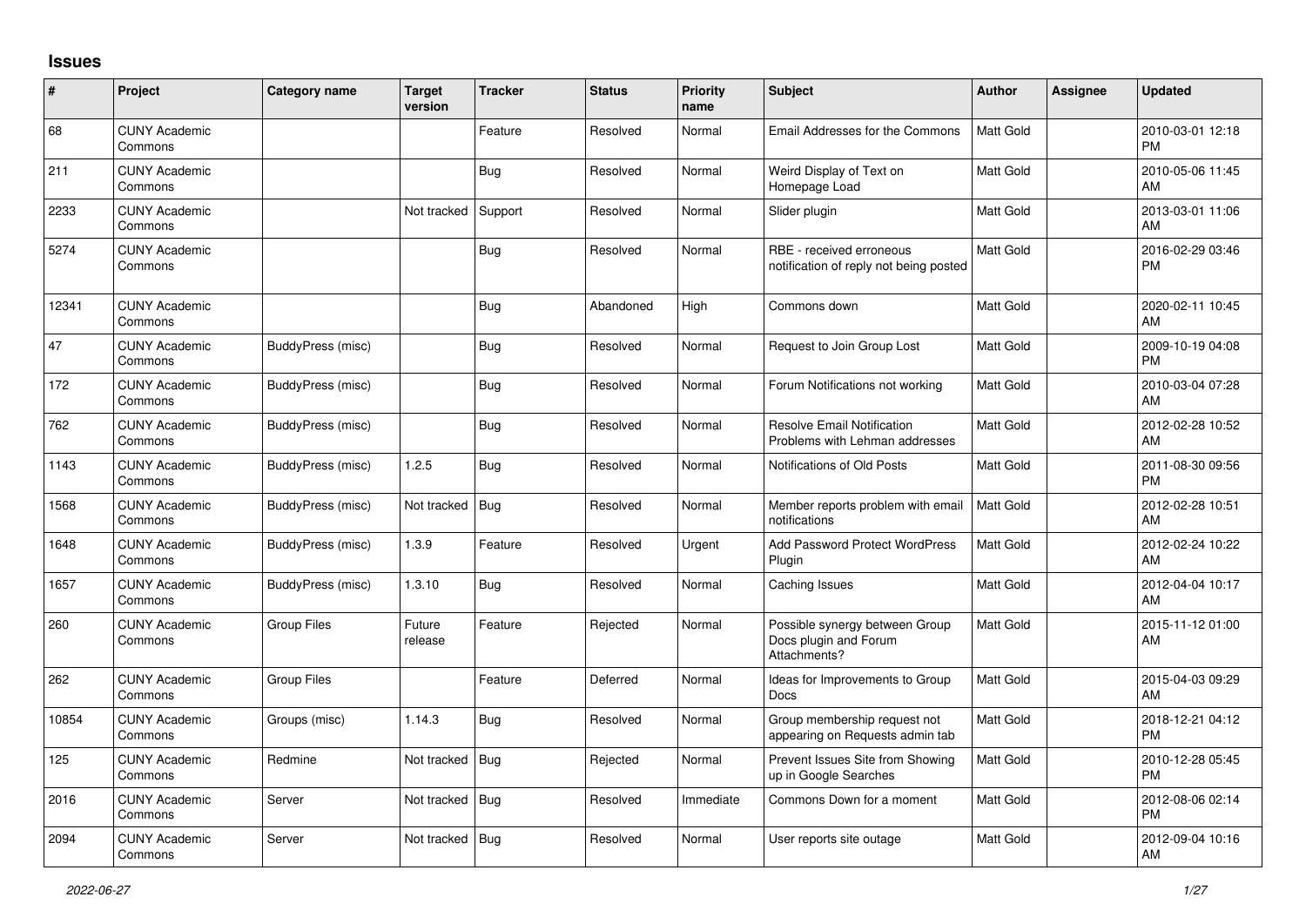# Issues

| # | Project | Category name | Target version | Tracker | Status | Priority name | Subject | Author | Assignee | Updated |
|---|---|---|---|---|---|---|---|---|---|---|
| 68 | CUNY Academic Commons | | | Feature | Resolved | Normal | Email Addresses for the Commons | Matt Gold | | 2010-03-01 12:18 PM |
| 211 | CUNY Academic Commons | | | Bug | Resolved | Normal | Weird Display of Text on Homepage Load | Matt Gold | | 2010-05-06 11:45 AM |
| 2233 | CUNY Academic Commons | | Not tracked | Support | Resolved | Normal | Slider plugin | Matt Gold | | 2013-03-01 11:06 AM |
| 5274 | CUNY Academic Commons | | | Bug | Resolved | Normal | RBE - received erroneous notification of reply not being posted | Matt Gold | | 2016-02-29 03:46 PM |
| 12341 | CUNY Academic Commons | | | Bug | Abandoned | High | Commons down | Matt Gold | | 2020-02-11 10:45 AM |
| 47 | CUNY Academic Commons | BuddyPress (misc) | | Bug | Resolved | Normal | Request to Join Group Lost | Matt Gold | | 2009-10-19 04:08 PM |
| 172 | CUNY Academic Commons | BuddyPress (misc) | | Bug | Resolved | Normal | Forum Notifications not working | Matt Gold | | 2010-03-04 07:28 AM |
| 762 | CUNY Academic Commons | BuddyPress (misc) | | Bug | Resolved | Normal | Resolve Email Notification Problems with Lehman addresses | Matt Gold | | 2012-02-28 10:52 AM |
| 1143 | CUNY Academic Commons | BuddyPress (misc) | 1.2.5 | Bug | Resolved | Normal | Notifications of Old Posts | Matt Gold | | 2011-08-30 09:56 PM |
| 1568 | CUNY Academic Commons | BuddyPress (misc) | Not tracked | Bug | Resolved | Normal | Member reports problem with email notifications | Matt Gold | | 2012-02-28 10:51 AM |
| 1648 | CUNY Academic Commons | BuddyPress (misc) | 1.3.9 | Feature | Resolved | Urgent | Add Password Protect WordPress Plugin | Matt Gold | | 2012-02-24 10:22 AM |
| 1657 | CUNY Academic Commons | BuddyPress (misc) | 1.3.10 | Bug | Resolved | Normal | Caching Issues | Matt Gold | | 2012-04-04 10:17 AM |
| 260 | CUNY Academic Commons | Group Files | Future release | Feature | Rejected | Normal | Possible synergy between Group Docs plugin and Forum Attachments? | Matt Gold | | 2015-11-12 01:00 AM |
| 262 | CUNY Academic Commons | Group Files | | Feature | Deferred | Normal | Ideas for Improvements to Group Docs | Matt Gold | | 2015-04-03 09:29 AM |
| 10854 | CUNY Academic Commons | Groups (misc) | 1.14.3 | Bug | Resolved | Normal | Group membership request not appearing on Requests admin tab | Matt Gold | | 2018-12-21 04:12 PM |
| 125 | CUNY Academic Commons | Redmine | Not tracked | Bug | Rejected | Normal | Prevent Issues Site from Showing up in Google Searches | Matt Gold | | 2010-12-28 05:45 PM |
| 2016 | CUNY Academic Commons | Server | Not tracked | Bug | Resolved | Immediate | Commons Down for a moment | Matt Gold | | 2012-08-06 02:14 PM |
| 2094 | CUNY Academic Commons | Server | Not tracked | Bug | Resolved | Normal | User reports site outage | Matt Gold | | 2012-09-04 10:16 AM |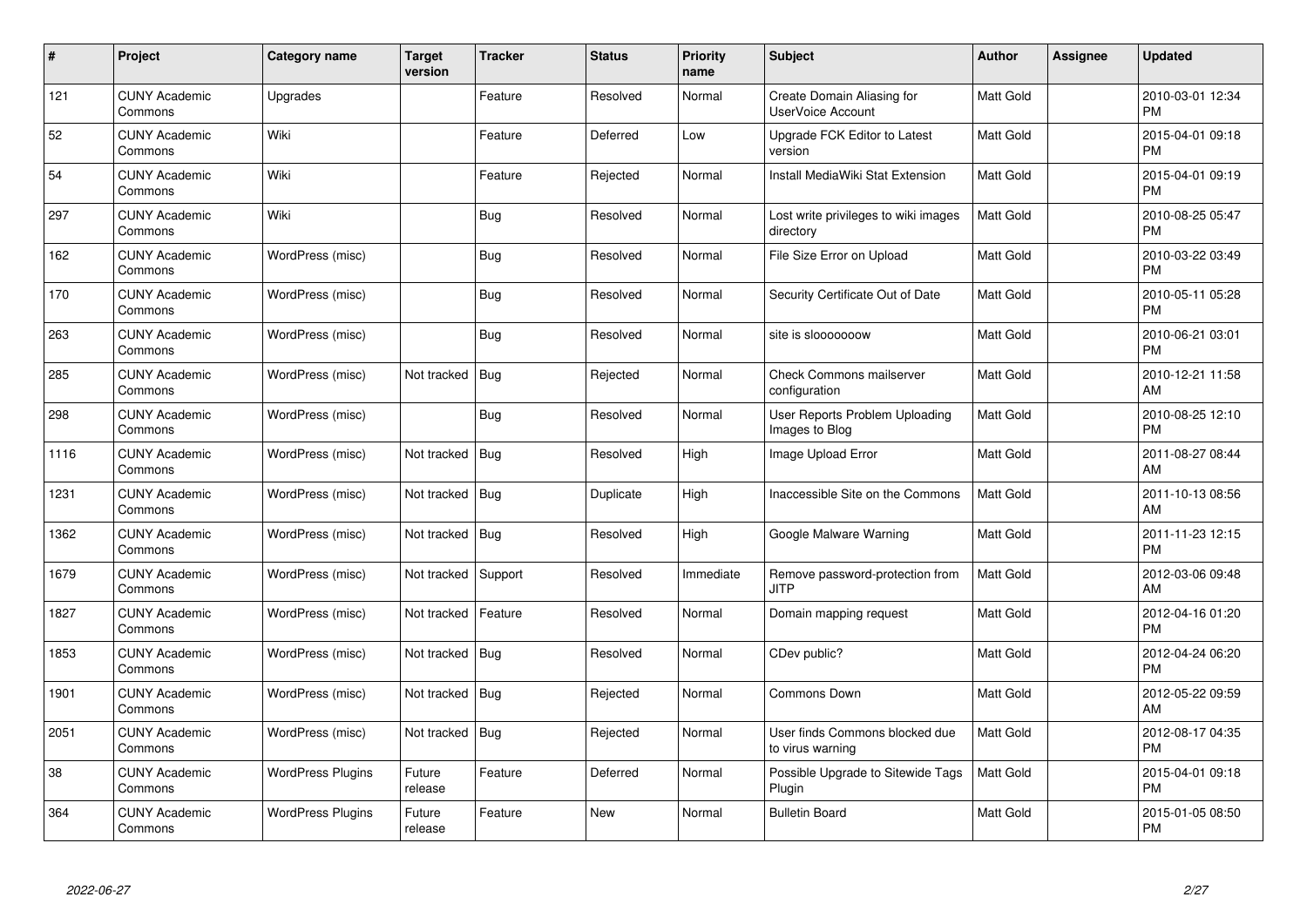| # | Project | Category name | Target version | Tracker | Status | Priority name | Subject | Author | Assignee | Updated |
|---|---|---|---|---|---|---|---|---|---|---|
| 121 | CUNY Academic Commons | Upgrades | | Feature | Resolved | Normal | Create Domain Aliasing for UserVoice Account | Matt Gold | | 2010-03-01 12:34 PM |
| 52 | CUNY Academic Commons | Wiki | | Feature | Deferred | Low | Upgrade FCK Editor to Latest version | Matt Gold | | 2015-04-01 09:18 PM |
| 54 | CUNY Academic Commons | Wiki | | Feature | Rejected | Normal | Install MediaWiki Stat Extension | Matt Gold | | 2015-04-01 09:19 PM |
| 297 | CUNY Academic Commons | Wiki | | Bug | Resolved | Normal | Lost write privileges to wiki images directory | Matt Gold | | 2010-08-25 05:47 PM |
| 162 | CUNY Academic Commons | WordPress (misc) | | Bug | Resolved | Normal | File Size Error on Upload | Matt Gold | | 2010-03-22 03:49 PM |
| 170 | CUNY Academic Commons | WordPress (misc) | | Bug | Resolved | Normal | Security Certificate Out of Date | Matt Gold | | 2010-05-11 05:28 PM |
| 263 | CUNY Academic Commons | WordPress (misc) | | Bug | Resolved | Normal | site is slooooooow | Matt Gold | | 2010-06-21 03:01 PM |
| 285 | CUNY Academic Commons | WordPress (misc) | Not tracked | Bug | Rejected | Normal | Check Commons mailserver configuration | Matt Gold | | 2010-12-21 11:58 AM |
| 298 | CUNY Academic Commons | WordPress (misc) | | Bug | Resolved | Normal | User Reports Problem Uploading Images to Blog | Matt Gold | | 2010-08-25 12:10 PM |
| 1116 | CUNY Academic Commons | WordPress (misc) | Not tracked | Bug | Resolved | High | Image Upload Error | Matt Gold | | 2011-08-27 08:44 AM |
| 1231 | CUNY Academic Commons | WordPress (misc) | Not tracked | Bug | Duplicate | High | Inaccessible Site on the Commons | Matt Gold | | 2011-10-13 08:56 AM |
| 1362 | CUNY Academic Commons | WordPress (misc) | Not tracked | Bug | Resolved | High | Google Malware Warning | Matt Gold | | 2011-11-23 12:15 PM |
| 1679 | CUNY Academic Commons | WordPress (misc) | Not tracked | Support | Resolved | Immediate | Remove password-protection from JITP | Matt Gold | | 2012-03-06 09:48 AM |
| 1827 | CUNY Academic Commons | WordPress (misc) | Not tracked | Feature | Resolved | Normal | Domain mapping request | Matt Gold | | 2012-04-16 01:20 PM |
| 1853 | CUNY Academic Commons | WordPress (misc) | Not tracked | Bug | Resolved | Normal | CDev public? | Matt Gold | | 2012-04-24 06:20 PM |
| 1901 | CUNY Academic Commons | WordPress (misc) | Not tracked | Bug | Rejected | Normal | Commons Down | Matt Gold | | 2012-05-22 09:59 AM |
| 2051 | CUNY Academic Commons | WordPress (misc) | Not tracked | Bug | Rejected | Normal | User finds Commons blocked due to virus warning | Matt Gold | | 2012-08-17 04:35 PM |
| 38 | CUNY Academic Commons | WordPress Plugins | Future release | Feature | Deferred | Normal | Possible Upgrade to Sitewide Tags Plugin | Matt Gold | | 2015-04-01 09:18 PM |
| 364 | CUNY Academic Commons | WordPress Plugins | Future release | Feature | New | Normal | Bulletin Board | Matt Gold | | 2015-01-05 08:50 PM |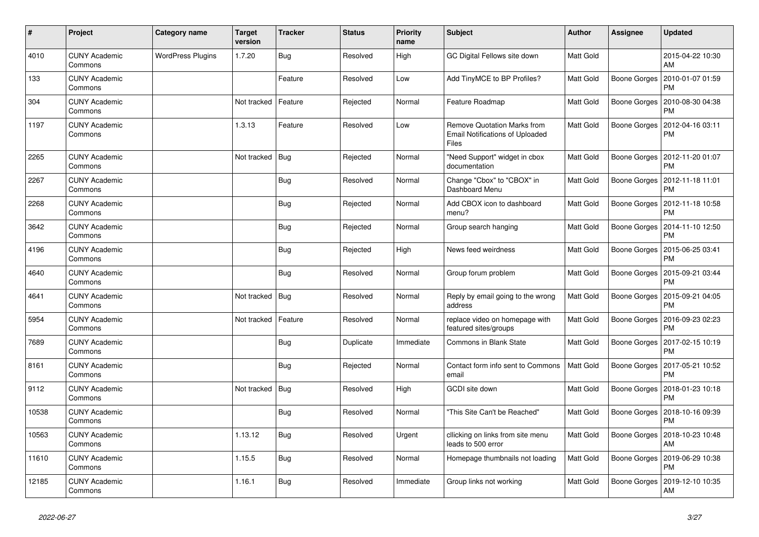| # | Project | Category name | Target version | Tracker | Status | Priority name | Subject | Author | Assignee | Updated |
|---|---|---|---|---|---|---|---|---|---|---|
| 4010 | CUNY Academic Commons | WordPress Plugins | 1.7.20 | Bug | Resolved | High | GC Digital Fellows site down | Matt Gold | | 2015-04-22 10:30 AM |
| 133 | CUNY Academic Commons | | | Feature | Resolved | Low | Add TinyMCE to BP Profiles? | Matt Gold | Boone Gorges | 2010-01-07 01:59 PM |
| 304 | CUNY Academic Commons | | Not tracked | Feature | Rejected | Normal | Feature Roadmap | Matt Gold | Boone Gorges | 2010-08-30 04:38 PM |
| 1197 | CUNY Academic Commons | | 1.3.13 | Feature | Resolved | Low | Remove Quotation Marks from Email Notifications of Uploaded Files | Matt Gold | Boone Gorges | 2012-04-16 03:11 PM |
| 2265 | CUNY Academic Commons | | Not tracked | Bug | Rejected | Normal | "Need Support" widget in cbox documentation | Matt Gold | Boone Gorges | 2012-11-20 01:07 PM |
| 2267 | CUNY Academic Commons | | | Bug | Resolved | Normal | Change "Cbox" to "CBOX" in Dashboard Menu | Matt Gold | Boone Gorges | 2012-11-18 11:01 PM |
| 2268 | CUNY Academic Commons | | | Bug | Rejected | Normal | Add CBOX icon to dashboard menu? | Matt Gold | Boone Gorges | 2012-11-18 10:58 PM |
| 3642 | CUNY Academic Commons | | | Bug | Rejected | Normal | Group search hanging | Matt Gold | Boone Gorges | 2014-11-10 12:50 PM |
| 4196 | CUNY Academic Commons | | | Bug | Rejected | High | News feed weirdness | Matt Gold | Boone Gorges | 2015-06-25 03:41 PM |
| 4640 | CUNY Academic Commons | | | Bug | Resolved | Normal | Group forum problem | Matt Gold | Boone Gorges | 2015-09-21 03:44 PM |
| 4641 | CUNY Academic Commons | | Not tracked | Bug | Resolved | Normal | Reply by email going to the wrong address | Matt Gold | Boone Gorges | 2015-09-21 04:05 PM |
| 5954 | CUNY Academic Commons | | Not tracked | Feature | Resolved | Normal | replace video on homepage with featured sites/groups | Matt Gold | Boone Gorges | 2016-09-23 02:23 PM |
| 7689 | CUNY Academic Commons | | | Bug | Duplicate | Immediate | Commons in Blank State | Matt Gold | Boone Gorges | 2017-02-15 10:19 PM |
| 8161 | CUNY Academic Commons | | | Bug | Rejected | Normal | Contact form info sent to Commons email | Matt Gold | Boone Gorges | 2017-05-21 10:52 PM |
| 9112 | CUNY Academic Commons | | Not tracked | Bug | Resolved | High | GCDI site down | Matt Gold | Boone Gorges | 2018-01-23 10:18 PM |
| 10538 | CUNY Academic Commons | | | Bug | Resolved | Normal | "This Site Can't be Reached" | Matt Gold | Boone Gorges | 2018-10-16 09:39 PM |
| 10563 | CUNY Academic Commons | | 1.13.12 | Bug | Resolved | Urgent | cllicking on links from site menu leads to 500 error | Matt Gold | Boone Gorges | 2018-10-23 10:48 AM |
| 11610 | CUNY Academic Commons | | 1.15.5 | Bug | Resolved | Normal | Homepage thumbnails not loading | Matt Gold | Boone Gorges | 2019-06-29 10:38 PM |
| 12185 | CUNY Academic Commons | | 1.16.1 | Bug | Resolved | Immediate | Group links not working | Matt Gold | Boone Gorges | 2019-12-10 10:35 AM |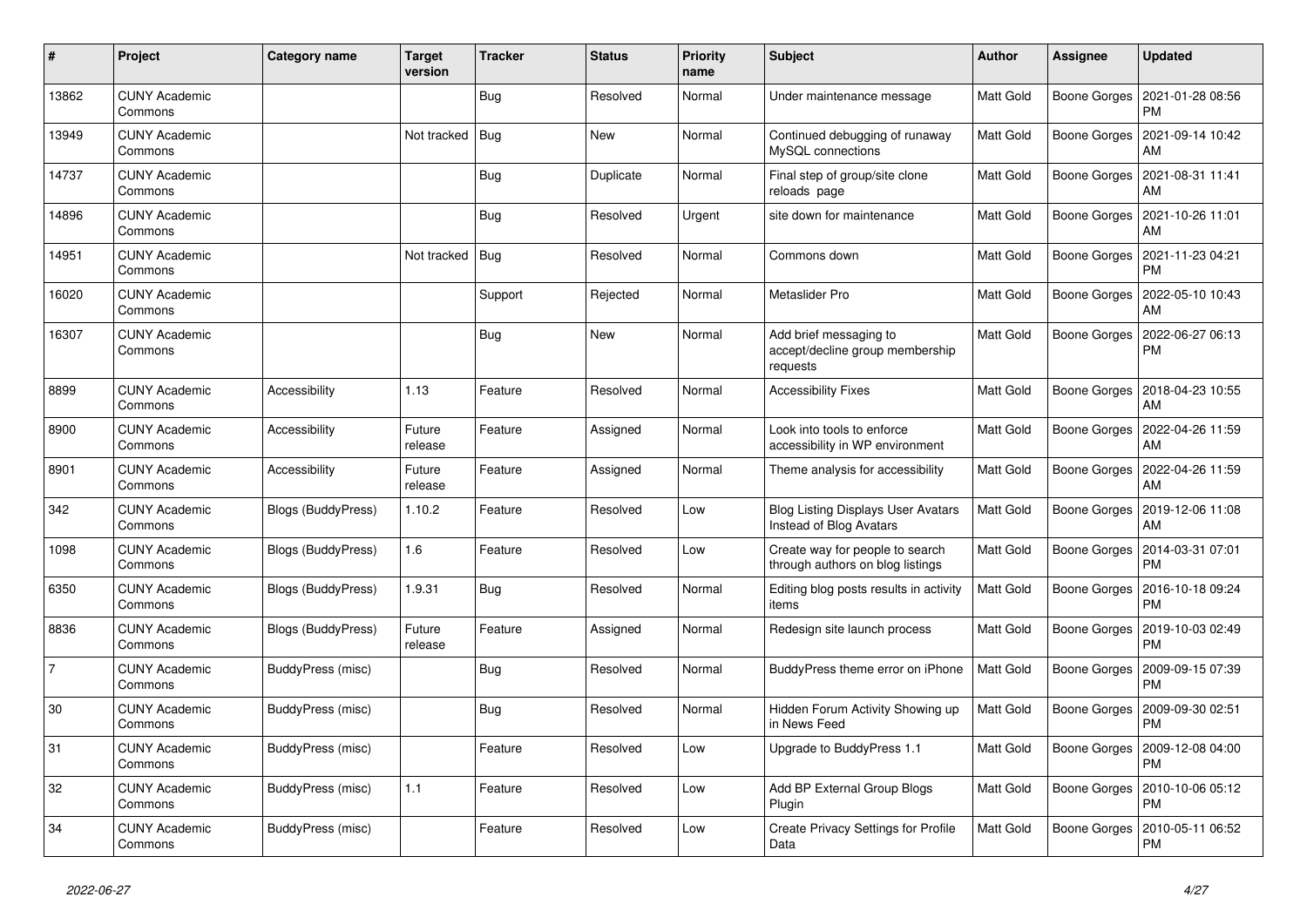| # | Project | Category name | Target version | Tracker | Status | Priority name | Subject | Author | Assignee | Updated |
|---|---|---|---|---|---|---|---|---|---|---|
| 13862 | CUNY Academic Commons | | | Bug | Resolved | Normal | Under maintenance message | Matt Gold | Boone Gorges | 2021-01-28 08:56 PM |
| 13949 | CUNY Academic Commons | | Not tracked | Bug | New | Normal | Continued debugging of runaway MySQL connections | Matt Gold | Boone Gorges | 2021-09-14 10:42 AM |
| 14737 | CUNY Academic Commons | | | Bug | Duplicate | Normal | Final step of group/site clone reloads page | Matt Gold | Boone Gorges | 2021-08-31 11:41 AM |
| 14896 | CUNY Academic Commons | | | Bug | Resolved | Urgent | site down for maintenance | Matt Gold | Boone Gorges | 2021-10-26 11:01 AM |
| 14951 | CUNY Academic Commons | | Not tracked | Bug | Resolved | Normal | Commons down | Matt Gold | Boone Gorges | 2021-11-23 04:21 PM |
| 16020 | CUNY Academic Commons | | | Support | Rejected | Normal | Metaslider Pro | Matt Gold | Boone Gorges | 2022-05-10 10:43 AM |
| 16307 | CUNY Academic Commons | | | Bug | New | Normal | Add brief messaging to accept/decline group membership requests | Matt Gold | Boone Gorges | 2022-06-27 06:13 PM |
| 8899 | CUNY Academic Commons | Accessibility | 1.13 | Feature | Resolved | Normal | Accessibility Fixes | Matt Gold | Boone Gorges | 2018-04-23 10:55 AM |
| 8900 | CUNY Academic Commons | Accessibility | Future release | Feature | Assigned | Normal | Look into tools to enforce accessibility in WP environment | Matt Gold | Boone Gorges | 2022-04-26 11:59 AM |
| 8901 | CUNY Academic Commons | Accessibility | Future release | Feature | Assigned | Normal | Theme analysis for accessibility | Matt Gold | Boone Gorges | 2022-04-26 11:59 AM |
| 342 | CUNY Academic Commons | Blogs (BuddyPress) | 1.10.2 | Feature | Resolved | Low | Blog Listing Displays User Avatars Instead of Blog Avatars | Matt Gold | Boone Gorges | 2019-12-06 11:08 AM |
| 1098 | CUNY Academic Commons | Blogs (BuddyPress) | 1.6 | Feature | Resolved | Low | Create way for people to search through authors on blog listings | Matt Gold | Boone Gorges | 2014-03-31 07:01 PM |
| 6350 | CUNY Academic Commons | Blogs (BuddyPress) | 1.9.31 | Bug | Resolved | Normal | Editing blog posts results in activity items | Matt Gold | Boone Gorges | 2016-10-18 09:24 PM |
| 8836 | CUNY Academic Commons | Blogs (BuddyPress) | Future release | Feature | Assigned | Normal | Redesign site launch process | Matt Gold | Boone Gorges | 2019-10-03 02:49 PM |
| 7 | CUNY Academic Commons | BuddyPress (misc) | | Bug | Resolved | Normal | BuddyPress theme error on iPhone | Matt Gold | Boone Gorges | 2009-09-15 07:39 PM |
| 30 | CUNY Academic Commons | BuddyPress (misc) | | Bug | Resolved | Normal | Hidden Forum Activity Showing up in News Feed | Matt Gold | Boone Gorges | 2009-09-30 02:51 PM |
| 31 | CUNY Academic Commons | BuddyPress (misc) | | Feature | Resolved | Low | Upgrade to BuddyPress 1.1 | Matt Gold | Boone Gorges | 2009-12-08 04:00 PM |
| 32 | CUNY Academic Commons | BuddyPress (misc) | 1.1 | Feature | Resolved | Low | Add BP External Group Blogs Plugin | Matt Gold | Boone Gorges | 2010-10-06 05:12 PM |
| 34 | CUNY Academic Commons | BuddyPress (misc) | | Feature | Resolved | Low | Create Privacy Settings for Profile Data | Matt Gold | Boone Gorges | 2010-05-11 06:52 PM |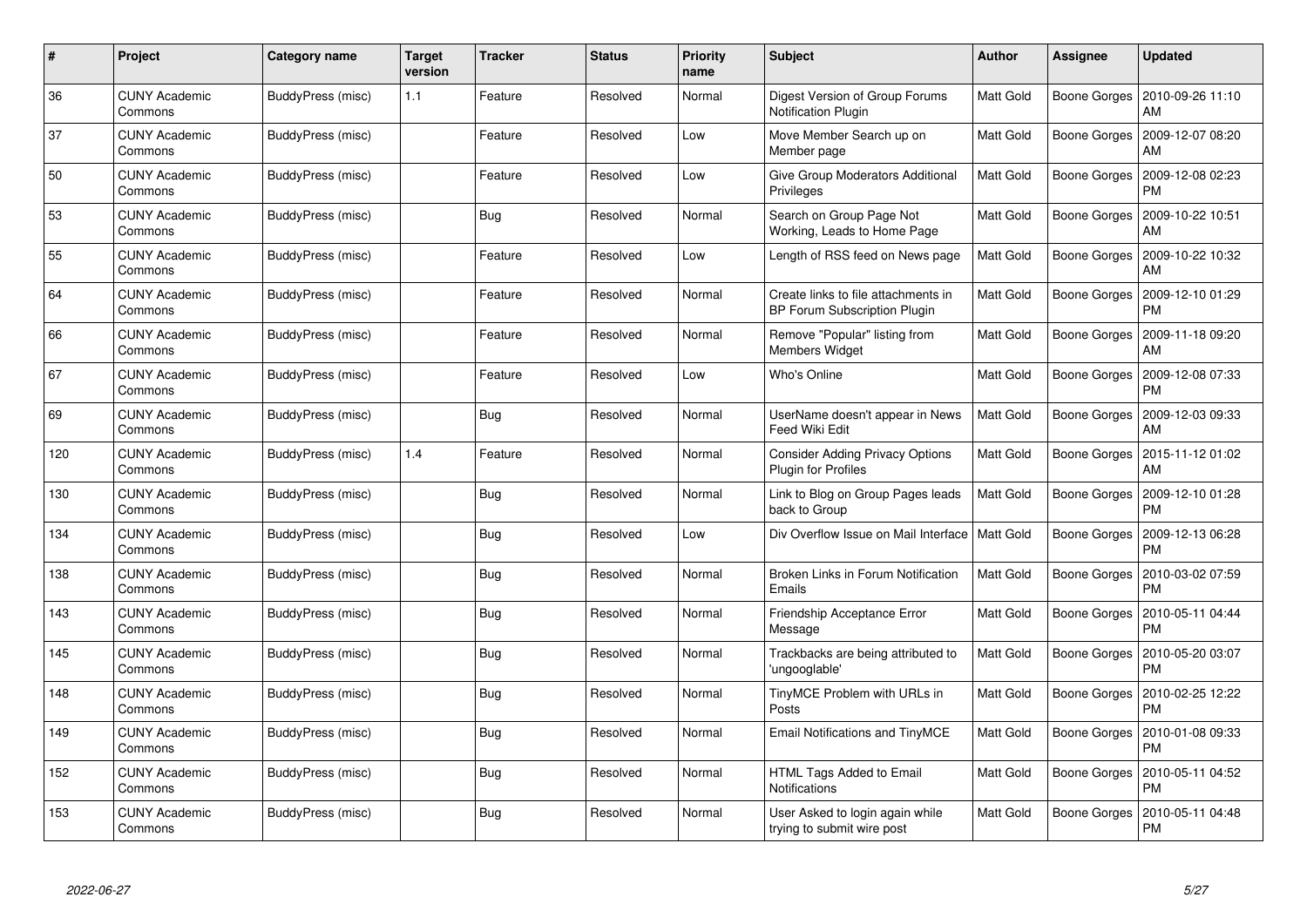| # | Project | Category name | Target version | Tracker | Status | Priority name | Subject | Author | Assignee | Updated |
|---|---|---|---|---|---|---|---|---|---|---|
| 36 | CUNY Academic Commons | BuddyPress (misc) | 1.1 | Feature | Resolved | Normal | Digest Version of Group Forums Notification Plugin | Matt Gold | Boone Gorges | 2010-09-26 11:10 AM |
| 37 | CUNY Academic Commons | BuddyPress (misc) | | Feature | Resolved | Low | Move Member Search up on Member page | Matt Gold | Boone Gorges | 2009-12-07 08:20 AM |
| 50 | CUNY Academic Commons | BuddyPress (misc) | | Feature | Resolved | Low | Give Group Moderators Additional Privileges | Matt Gold | Boone Gorges | 2009-12-08 02:23 PM |
| 53 | CUNY Academic Commons | BuddyPress (misc) | | Bug | Resolved | Normal | Search on Group Page Not Working, Leads to Home Page | Matt Gold | Boone Gorges | 2009-10-22 10:51 AM |
| 55 | CUNY Academic Commons | BuddyPress (misc) | | Feature | Resolved | Low | Length of RSS feed on News page | Matt Gold | Boone Gorges | 2009-10-22 10:32 AM |
| 64 | CUNY Academic Commons | BuddyPress (misc) | | Feature | Resolved | Normal | Create links to file attachments in BP Forum Subscription Plugin | Matt Gold | Boone Gorges | 2009-12-10 01:29 PM |
| 66 | CUNY Academic Commons | BuddyPress (misc) | | Feature | Resolved | Normal | Remove "Popular" listing from Members Widget | Matt Gold | Boone Gorges | 2009-11-18 09:20 AM |
| 67 | CUNY Academic Commons | BuddyPress (misc) | | Feature | Resolved | Low | Who's Online | Matt Gold | Boone Gorges | 2009-12-08 07:33 PM |
| 69 | CUNY Academic Commons | BuddyPress (misc) | | Bug | Resolved | Normal | UserName doesn't appear in News Feed Wiki Edit | Matt Gold | Boone Gorges | 2009-12-03 09:33 AM |
| 120 | CUNY Academic Commons | BuddyPress (misc) | 1.4 | Feature | Resolved | Normal | Consider Adding Privacy Options Plugin for Profiles | Matt Gold | Boone Gorges | 2015-11-12 01:02 AM |
| 130 | CUNY Academic Commons | BuddyPress (misc) | | Bug | Resolved | Normal | Link to Blog on Group Pages leads back to Group | Matt Gold | Boone Gorges | 2009-12-10 01:28 PM |
| 134 | CUNY Academic Commons | BuddyPress (misc) | | Bug | Resolved | Low | Div Overflow Issue on Mail Interface | Matt Gold | Boone Gorges | 2009-12-13 06:28 PM |
| 138 | CUNY Academic Commons | BuddyPress (misc) | | Bug | Resolved | Normal | Broken Links in Forum Notification Emails | Matt Gold | Boone Gorges | 2010-03-02 07:59 PM |
| 143 | CUNY Academic Commons | BuddyPress (misc) | | Bug | Resolved | Normal | Friendship Acceptance Error Message | Matt Gold | Boone Gorges | 2010-05-11 04:44 PM |
| 145 | CUNY Academic Commons | BuddyPress (misc) | | Bug | Resolved | Normal | Trackbacks are being attributed to 'ungooglable' | Matt Gold | Boone Gorges | 2010-05-20 03:07 PM |
| 148 | CUNY Academic Commons | BuddyPress (misc) | | Bug | Resolved | Normal | TinyMCE Problem with URLs in Posts | Matt Gold | Boone Gorges | 2010-02-25 12:22 PM |
| 149 | CUNY Academic Commons | BuddyPress (misc) | | Bug | Resolved | Normal | Email Notifications and TinyMCE | Matt Gold | Boone Gorges | 2010-01-08 09:33 PM |
| 152 | CUNY Academic Commons | BuddyPress (misc) | | Bug | Resolved | Normal | HTML Tags Added to Email Notifications | Matt Gold | Boone Gorges | 2010-05-11 04:52 PM |
| 153 | CUNY Academic Commons | BuddyPress (misc) | | Bug | Resolved | Normal | User Asked to login again while trying to submit wire post | Matt Gold | Boone Gorges | 2010-05-11 04:48 PM |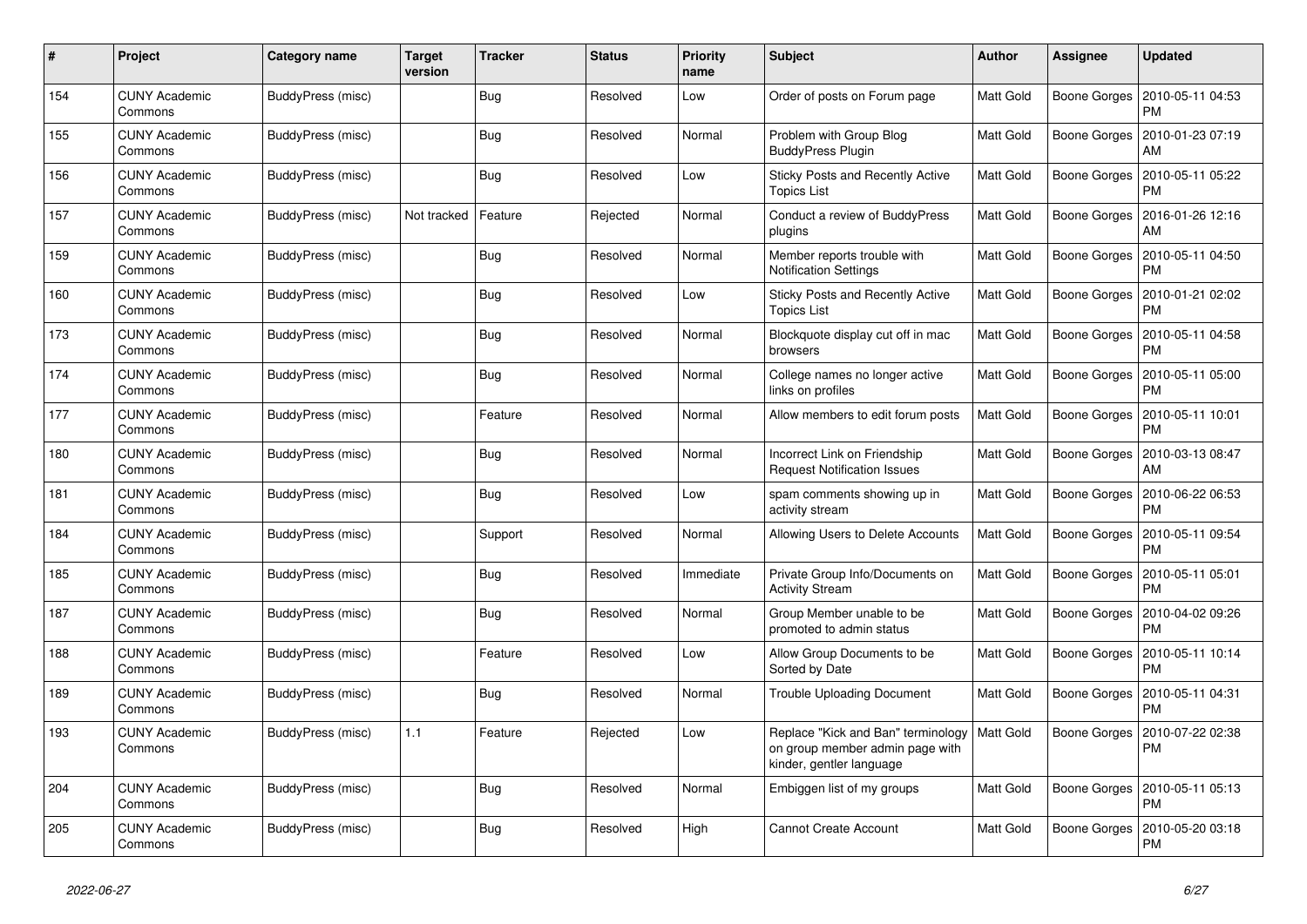| # | Project | Category name | Target version | Tracker | Status | Priority name | Subject | Author | Assignee | Updated |
|---|---|---|---|---|---|---|---|---|---|---|
| 154 | CUNY Academic Commons | BuddyPress (misc) | | Bug | Resolved | Low | Order of posts on Forum page | Matt Gold | Boone Gorges | 2010-05-11 04:53 PM |
| 155 | CUNY Academic Commons | BuddyPress (misc) | | Bug | Resolved | Normal | Problem with Group Blog BuddyPress Plugin | Matt Gold | Boone Gorges | 2010-01-23 07:19 AM |
| 156 | CUNY Academic Commons | BuddyPress (misc) | | Bug | Resolved | Low | Sticky Posts and Recently Active Topics List | Matt Gold | Boone Gorges | 2010-05-11 05:22 PM |
| 157 | CUNY Academic Commons | BuddyPress (misc) | Not tracked | Feature | Rejected | Normal | Conduct a review of BuddyPress plugins | Matt Gold | Boone Gorges | 2016-01-26 12:16 AM |
| 159 | CUNY Academic Commons | BuddyPress (misc) | | Bug | Resolved | Normal | Member reports trouble with Notification Settings | Matt Gold | Boone Gorges | 2010-05-11 04:50 PM |
| 160 | CUNY Academic Commons | BuddyPress (misc) | | Bug | Resolved | Low | Sticky Posts and Recently Active Topics List | Matt Gold | Boone Gorges | 2010-01-21 02:02 PM |
| 173 | CUNY Academic Commons | BuddyPress (misc) | | Bug | Resolved | Normal | Blockquote display cut off in mac browsers | Matt Gold | Boone Gorges | 2010-05-11 04:58 PM |
| 174 | CUNY Academic Commons | BuddyPress (misc) | | Bug | Resolved | Normal | College names no longer active links on profiles | Matt Gold | Boone Gorges | 2010-05-11 05:00 PM |
| 177 | CUNY Academic Commons | BuddyPress (misc) | | Feature | Resolved | Normal | Allow members to edit forum posts | Matt Gold | Boone Gorges | 2010-05-11 10:01 PM |
| 180 | CUNY Academic Commons | BuddyPress (misc) | | Bug | Resolved | Normal | Incorrect Link on Friendship Request Notification Issues | Matt Gold | Boone Gorges | 2010-03-13 08:47 AM |
| 181 | CUNY Academic Commons | BuddyPress (misc) | | Bug | Resolved | Low | spam comments showing up in activity stream | Matt Gold | Boone Gorges | 2010-06-22 06:53 PM |
| 184 | CUNY Academic Commons | BuddyPress (misc) | | Support | Resolved | Normal | Allowing Users to Delete Accounts | Matt Gold | Boone Gorges | 2010-05-11 09:54 PM |
| 185 | CUNY Academic Commons | BuddyPress (misc) | | Bug | Resolved | Immediate | Private Group Info/Documents on Activity Stream | Matt Gold | Boone Gorges | 2010-05-11 05:01 PM |
| 187 | CUNY Academic Commons | BuddyPress (misc) | | Bug | Resolved | Normal | Group Member unable to be promoted to admin status | Matt Gold | Boone Gorges | 2010-04-02 09:26 PM |
| 188 | CUNY Academic Commons | BuddyPress (misc) | | Feature | Resolved | Low | Allow Group Documents to be Sorted by Date | Matt Gold | Boone Gorges | 2010-05-11 10:14 PM |
| 189 | CUNY Academic Commons | BuddyPress (misc) | | Bug | Resolved | Normal | Trouble Uploading Document | Matt Gold | Boone Gorges | 2010-05-11 04:31 PM |
| 193 | CUNY Academic Commons | BuddyPress (misc) | 1.1 | Feature | Rejected | Low | Replace "Kick and Ban" terminology on group member admin page with kinder, gentler language | Matt Gold | Boone Gorges | 2010-07-22 02:38 PM |
| 204 | CUNY Academic Commons | BuddyPress (misc) | | Bug | Resolved | Normal | Embiggen list of my groups | Matt Gold | Boone Gorges | 2010-05-11 05:13 PM |
| 205 | CUNY Academic Commons | BuddyPress (misc) | | Bug | Resolved | High | Cannot Create Account | Matt Gold | Boone Gorges | 2010-05-20 03:18 PM |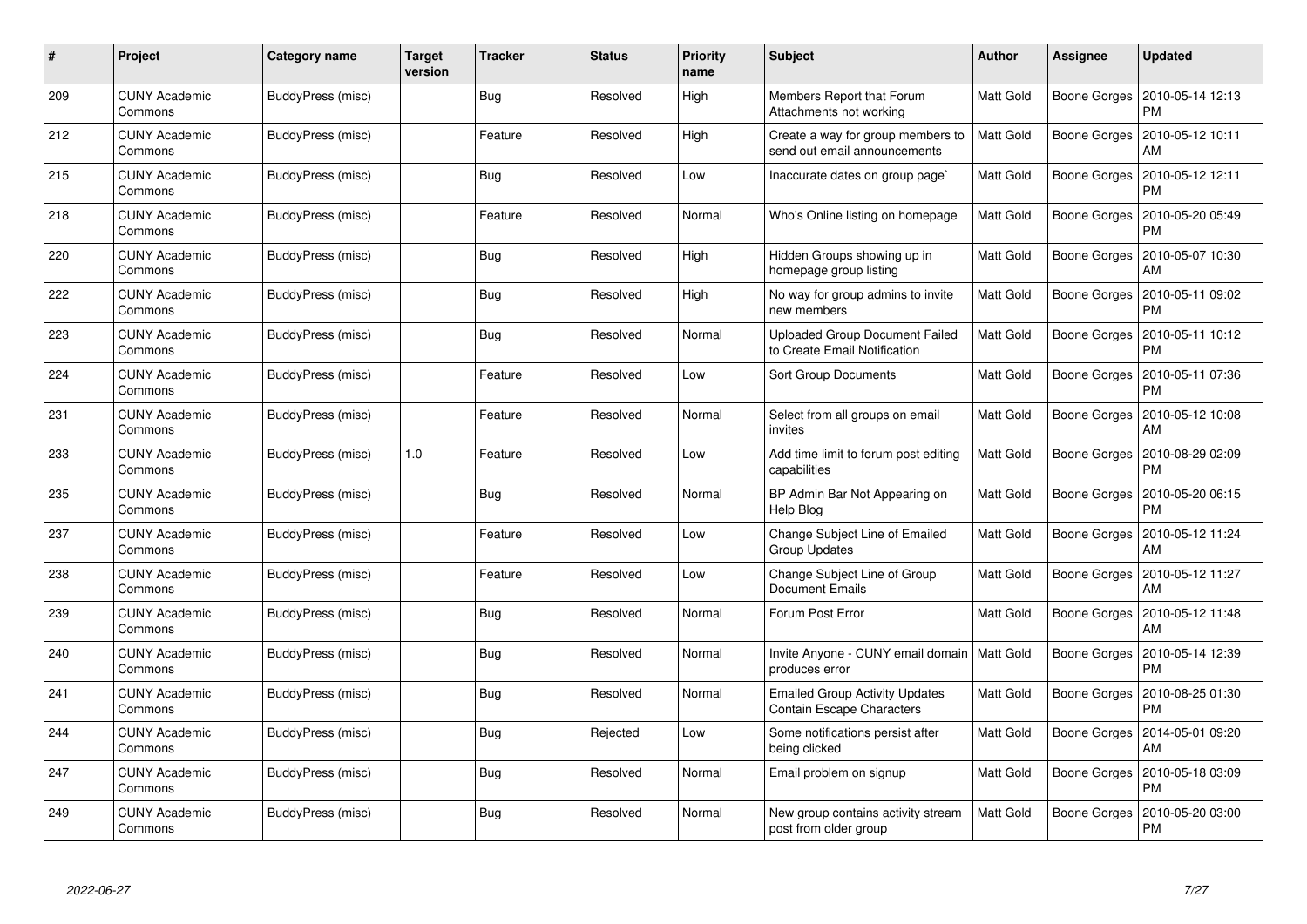| # | Project | Category name | Target version | Tracker | Status | Priority name | Subject | Author | Assignee | Updated |
|---|---|---|---|---|---|---|---|---|---|---|
| 209 | CUNY Academic Commons | BuddyPress (misc) | | Bug | Resolved | High | Members Report that Forum Attachments not working | Matt Gold | Boone Gorges | 2010-05-14 12:13 PM |
| 212 | CUNY Academic Commons | BuddyPress (misc) | | Feature | Resolved | High | Create a way for group members to send out email announcements | Matt Gold | Boone Gorges | 2010-05-12 10:11 AM |
| 215 | CUNY Academic Commons | BuddyPress (misc) | | Bug | Resolved | Low | Inaccurate dates on group page` | Matt Gold | Boone Gorges | 2010-05-12 12:11 PM |
| 218 | CUNY Academic Commons | BuddyPress (misc) | | Feature | Resolved | Normal | Who's Online listing on homepage | Matt Gold | Boone Gorges | 2010-05-20 05:49 PM |
| 220 | CUNY Academic Commons | BuddyPress (misc) | | Bug | Resolved | High | Hidden Groups showing up in homepage group listing | Matt Gold | Boone Gorges | 2010-05-07 10:30 AM |
| 222 | CUNY Academic Commons | BuddyPress (misc) | | Bug | Resolved | High | No way for group admins to invite new members | Matt Gold | Boone Gorges | 2010-05-11 09:02 PM |
| 223 | CUNY Academic Commons | BuddyPress (misc) | | Bug | Resolved | Normal | Uploaded Group Document Failed to Create Email Notification | Matt Gold | Boone Gorges | 2010-05-11 10:12 PM |
| 224 | CUNY Academic Commons | BuddyPress (misc) | | Feature | Resolved | Low | Sort Group Documents | Matt Gold | Boone Gorges | 2010-05-11 07:36 PM |
| 231 | CUNY Academic Commons | BuddyPress (misc) | | Feature | Resolved | Normal | Select from all groups on email invites | Matt Gold | Boone Gorges | 2010-05-12 10:08 AM |
| 233 | CUNY Academic Commons | BuddyPress (misc) | 1.0 | Feature | Resolved | Low | Add time limit to forum post editing capabilities | Matt Gold | Boone Gorges | 2010-08-29 02:09 PM |
| 235 | CUNY Academic Commons | BuddyPress (misc) | | Bug | Resolved | Normal | BP Admin Bar Not Appearing on Help Blog | Matt Gold | Boone Gorges | 2010-05-20 06:15 PM |
| 237 | CUNY Academic Commons | BuddyPress (misc) | | Feature | Resolved | Low | Change Subject Line of Emailed Group Updates | Matt Gold | Boone Gorges | 2010-05-12 11:24 AM |
| 238 | CUNY Academic Commons | BuddyPress (misc) | | Feature | Resolved | Low | Change Subject Line of Group Document Emails | Matt Gold | Boone Gorges | 2010-05-12 11:27 AM |
| 239 | CUNY Academic Commons | BuddyPress (misc) | | Bug | Resolved | Normal | Forum Post Error | Matt Gold | Boone Gorges | 2010-05-12 11:48 AM |
| 240 | CUNY Academic Commons | BuddyPress (misc) | | Bug | Resolved | Normal | Invite Anyone - CUNY email domain produces error | Matt Gold | Boone Gorges | 2010-05-14 12:39 PM |
| 241 | CUNY Academic Commons | BuddyPress (misc) | | Bug | Resolved | Normal | Emailed Group Activity Updates Contain Escape Characters | Matt Gold | Boone Gorges | 2010-08-25 01:30 PM |
| 244 | CUNY Academic Commons | BuddyPress (misc) | | Bug | Rejected | Low | Some notifications persist after being clicked | Matt Gold | Boone Gorges | 2014-05-01 09:20 AM |
| 247 | CUNY Academic Commons | BuddyPress (misc) | | Bug | Resolved | Normal | Email problem on signup | Matt Gold | Boone Gorges | 2010-05-18 03:09 PM |
| 249 | CUNY Academic Commons | BuddyPress (misc) | | Bug | Resolved | Normal | New group contains activity stream post from older group | Matt Gold | Boone Gorges | 2010-05-20 03:00 PM |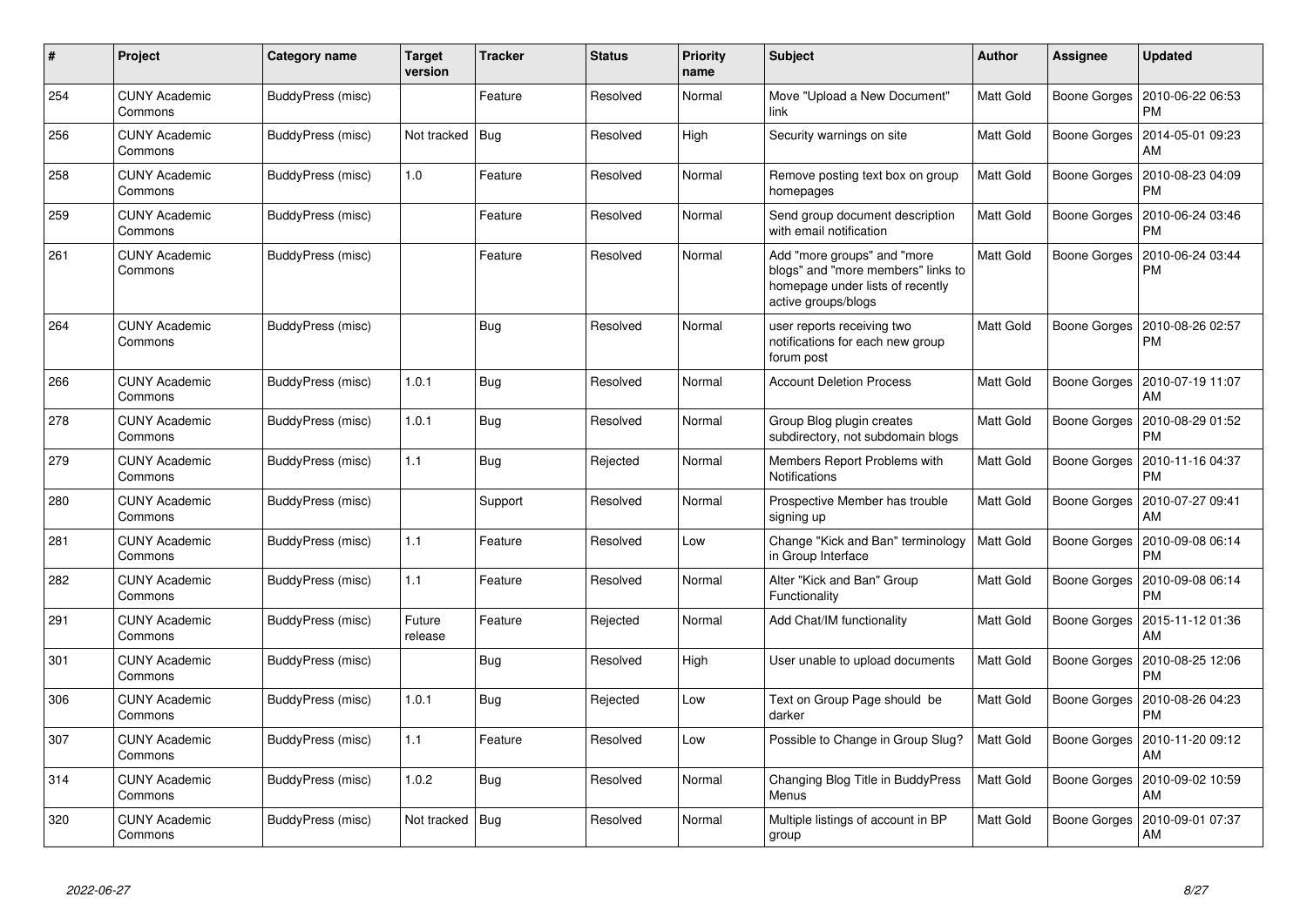| # | Project | Category name | Target version | Tracker | Status | Priority name | Subject | Author | Assignee | Updated |
|---|---|---|---|---|---|---|---|---|---|---|
| 254 | CUNY Academic Commons | BuddyPress (misc) | | Feature | Resolved | Normal | Move "Upload a New Document" link | Matt Gold | Boone Gorges | 2010-06-22 06:53 PM |
| 256 | CUNY Academic Commons | BuddyPress (misc) | Not tracked | Bug | Resolved | High | Security warnings on site | Matt Gold | Boone Gorges | 2014-05-01 09:23 AM |
| 258 | CUNY Academic Commons | BuddyPress (misc) | 1.0 | Feature | Resolved | Normal | Remove posting text box on group homepages | Matt Gold | Boone Gorges | 2010-08-23 04:09 PM |
| 259 | CUNY Academic Commons | BuddyPress (misc) | | Feature | Resolved | Normal | Send group document description with email notification | Matt Gold | Boone Gorges | 2010-06-24 03:46 PM |
| 261 | CUNY Academic Commons | BuddyPress (misc) | | Feature | Resolved | Normal | Add "more groups" and "more blogs" and "more members" links to homepage under lists of recently active groups/blogs | Matt Gold | Boone Gorges | 2010-06-24 03:44 PM |
| 264 | CUNY Academic Commons | BuddyPress (misc) | | Bug | Resolved | Normal | user reports receiving two notifications for each new group forum post | Matt Gold | Boone Gorges | 2010-08-26 02:57 PM |
| 266 | CUNY Academic Commons | BuddyPress (misc) | 1.0.1 | Bug | Resolved | Normal | Account Deletion Process | Matt Gold | Boone Gorges | 2010-07-19 11:07 AM |
| 278 | CUNY Academic Commons | BuddyPress (misc) | 1.0.1 | Bug | Resolved | Normal | Group Blog plugin creates subdirectory, not subdomain blogs | Matt Gold | Boone Gorges | 2010-08-29 01:52 PM |
| 279 | CUNY Academic Commons | BuddyPress (misc) | 1.1 | Bug | Rejected | Normal | Members Report Problems with Notifications | Matt Gold | Boone Gorges | 2010-11-16 04:37 PM |
| 280 | CUNY Academic Commons | BuddyPress (misc) | | Support | Resolved | Normal | Prospective Member has trouble signing up | Matt Gold | Boone Gorges | 2010-07-27 09:41 AM |
| 281 | CUNY Academic Commons | BuddyPress (misc) | 1.1 | Feature | Resolved | Low | Change "Kick and Ban" terminology in Group Interface | Matt Gold | Boone Gorges | 2010-09-08 06:14 PM |
| 282 | CUNY Academic Commons | BuddyPress (misc) | 1.1 | Feature | Resolved | Normal | Alter "Kick and Ban" Group Functionality | Matt Gold | Boone Gorges | 2010-09-08 06:14 PM |
| 291 | CUNY Academic Commons | BuddyPress (misc) | Future release | Feature | Rejected | Normal | Add Chat/IM functionality | Matt Gold | Boone Gorges | 2015-11-12 01:36 AM |
| 301 | CUNY Academic Commons | BuddyPress (misc) | | Bug | Resolved | High | User unable to upload documents | Matt Gold | Boone Gorges | 2010-08-25 12:06 PM |
| 306 | CUNY Academic Commons | BuddyPress (misc) | 1.0.1 | Bug | Rejected | Low | Text on Group Page should be darker | Matt Gold | Boone Gorges | 2010-08-26 04:23 PM |
| 307 | CUNY Academic Commons | BuddyPress (misc) | 1.1 | Feature | Resolved | Low | Possible to Change in Group Slug? | Matt Gold | Boone Gorges | 2010-11-20 09:12 AM |
| 314 | CUNY Academic Commons | BuddyPress (misc) | 1.0.2 | Bug | Resolved | Normal | Changing Blog Title in BuddyPress Menus | Matt Gold | Boone Gorges | 2010-09-02 10:59 AM |
| 320 | CUNY Academic Commons | BuddyPress (misc) | Not tracked | Bug | Resolved | Normal | Multiple listings of account in BP group | Matt Gold | Boone Gorges | 2010-09-01 07:37 AM |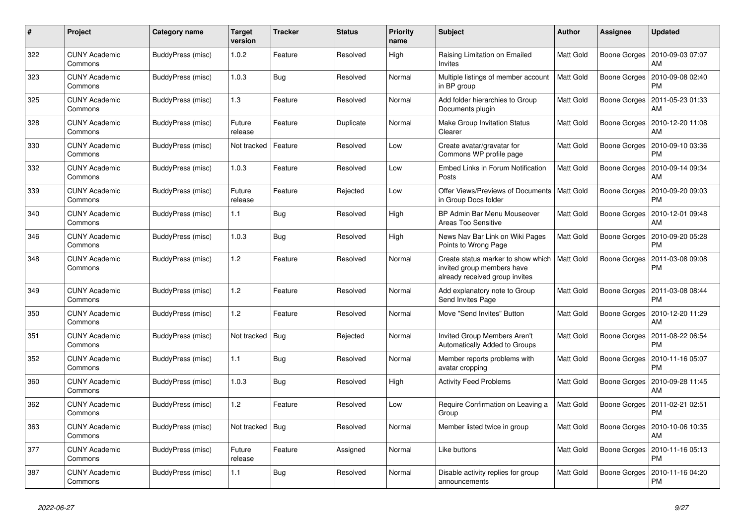| # | Project | Category name | Target version | Tracker | Status | Priority name | Subject | Author | Assignee | Updated |
|---|---|---|---|---|---|---|---|---|---|---|
| 322 | CUNY Academic Commons | BuddyPress (misc) | 1.0.2 | Feature | Resolved | High | Raising Limitation on Emailed Invites | Matt Gold | Boone Gorges | 2010-09-03 07:07 AM |
| 323 | CUNY Academic Commons | BuddyPress (misc) | 1.0.3 | Bug | Resolved | Normal | Multiple listings of member account in BP group | Matt Gold | Boone Gorges | 2010-09-08 02:40 PM |
| 325 | CUNY Academic Commons | BuddyPress (misc) | 1.3 | Feature | Resolved | Normal | Add folder hierarchies to Group Documents plugin | Matt Gold | Boone Gorges | 2011-05-23 01:33 AM |
| 328 | CUNY Academic Commons | BuddyPress (misc) | Future release | Feature | Duplicate | Normal | Make Group Invitation Status Clearer | Matt Gold | Boone Gorges | 2010-12-20 11:08 AM |
| 330 | CUNY Academic Commons | BuddyPress (misc) | Not tracked | Feature | Resolved | Low | Create avatar/gravatar for Commons WP profile page | Matt Gold | Boone Gorges | 2010-09-10 03:36 PM |
| 332 | CUNY Academic Commons | BuddyPress (misc) | 1.0.3 | Feature | Resolved | Low | Embed Links in Forum Notification Posts | Matt Gold | Boone Gorges | 2010-09-14 09:34 AM |
| 339 | CUNY Academic Commons | BuddyPress (misc) | Future release | Feature | Rejected | Low | Offer Views/Previews of Documents in Group Docs folder | Matt Gold | Boone Gorges | 2010-09-20 09:03 PM |
| 340 | CUNY Academic Commons | BuddyPress (misc) | 1.1 | Bug | Resolved | High | BP Admin Bar Menu Mouseover Areas Too Sensitive | Matt Gold | Boone Gorges | 2010-12-01 09:48 AM |
| 346 | CUNY Academic Commons | BuddyPress (misc) | 1.0.3 | Bug | Resolved | High | News Nav Bar Link on Wiki Pages Points to Wrong Page | Matt Gold | Boone Gorges | 2010-09-20 05:28 PM |
| 348 | CUNY Academic Commons | BuddyPress (misc) | 1.2 | Feature | Resolved | Normal | Create status marker to show which invited group members have already received group invites | Matt Gold | Boone Gorges | 2011-03-08 09:08 PM |
| 349 | CUNY Academic Commons | BuddyPress (misc) | 1.2 | Feature | Resolved | Normal | Add explanatory note to Group Send Invites Page | Matt Gold | Boone Gorges | 2011-03-08 08:44 PM |
| 350 | CUNY Academic Commons | BuddyPress (misc) | 1.2 | Feature | Resolved | Normal | Move "Send Invites" Button | Matt Gold | Boone Gorges | 2010-12-20 11:29 AM |
| 351 | CUNY Academic Commons | BuddyPress (misc) | Not tracked | Bug | Rejected | Normal | Invited Group Members Aren't Automatically Added to Groups | Matt Gold | Boone Gorges | 2011-08-22 06:54 PM |
| 352 | CUNY Academic Commons | BuddyPress (misc) | 1.1 | Bug | Resolved | Normal | Member reports problems with avatar cropping | Matt Gold | Boone Gorges | 2010-11-16 05:07 PM |
| 360 | CUNY Academic Commons | BuddyPress (misc) | 1.0.3 | Bug | Resolved | High | Activity Feed Problems | Matt Gold | Boone Gorges | 2010-09-28 11:45 AM |
| 362 | CUNY Academic Commons | BuddyPress (misc) | 1.2 | Feature | Resolved | Low | Require Confirmation on Leaving a Group | Matt Gold | Boone Gorges | 2011-02-21 02:51 PM |
| 363 | CUNY Academic Commons | BuddyPress (misc) | Not tracked | Bug | Resolved | Normal | Member listed twice in group | Matt Gold | Boone Gorges | 2010-10-06 10:35 AM |
| 377 | CUNY Academic Commons | BuddyPress (misc) | Future release | Feature | Assigned | Normal | Like buttons | Matt Gold | Boone Gorges | 2010-11-16 05:13 PM |
| 387 | CUNY Academic Commons | BuddyPress (misc) | 1.1 | Bug | Resolved | Normal | Disable activity replies for group announcements | Matt Gold | Boone Gorges | 2010-11-16 04:20 PM |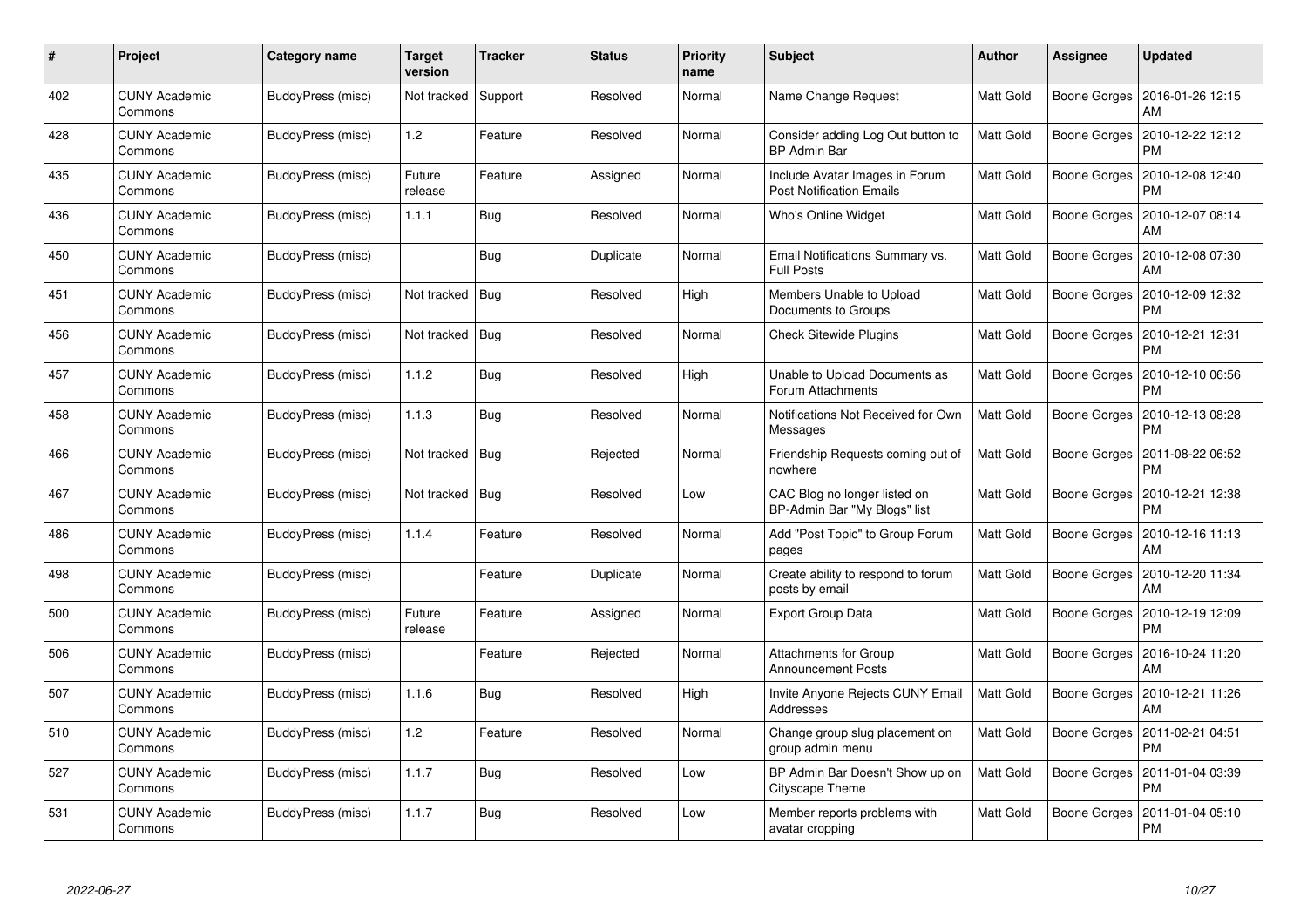| # | Project | Category name | Target version | Tracker | Status | Priority name | Subject | Author | Assignee | Updated |
|---|---|---|---|---|---|---|---|---|---|---|
| 402 | CUNY Academic Commons | BuddyPress (misc) | Not tracked | Support | Resolved | Normal | Name Change Request | Matt Gold | Boone Gorges | 2016-01-26 12:15 AM |
| 428 | CUNY Academic Commons | BuddyPress (misc) | 1.2 | Feature | Resolved | Normal | Consider adding Log Out button to BP Admin Bar | Matt Gold | Boone Gorges | 2010-12-22 12:12 PM |
| 435 | CUNY Academic Commons | BuddyPress (misc) | Future release | Feature | Assigned | Normal | Include Avatar Images in Forum Post Notification Emails | Matt Gold | Boone Gorges | 2010-12-08 12:40 PM |
| 436 | CUNY Academic Commons | BuddyPress (misc) | 1.1.1 | Bug | Resolved | Normal | Who's Online Widget | Matt Gold | Boone Gorges | 2010-12-07 08:14 AM |
| 450 | CUNY Academic Commons | BuddyPress (misc) | | Bug | Duplicate | Normal | Email Notifications Summary vs. Full Posts | Matt Gold | Boone Gorges | 2010-12-08 07:30 AM |
| 451 | CUNY Academic Commons | BuddyPress (misc) | Not tracked | Bug | Resolved | High | Members Unable to Upload Documents to Groups | Matt Gold | Boone Gorges | 2010-12-09 12:32 PM |
| 456 | CUNY Academic Commons | BuddyPress (misc) | Not tracked | Bug | Resolved | Normal | Check Sitewide Plugins | Matt Gold | Boone Gorges | 2010-12-21 12:31 PM |
| 457 | CUNY Academic Commons | BuddyPress (misc) | 1.1.2 | Bug | Resolved | High | Unable to Upload Documents as Forum Attachments | Matt Gold | Boone Gorges | 2010-12-10 06:56 PM |
| 458 | CUNY Academic Commons | BuddyPress (misc) | 1.1.3 | Bug | Resolved | Normal | Notifications Not Received for Own Messages | Matt Gold | Boone Gorges | 2010-12-13 08:28 PM |
| 466 | CUNY Academic Commons | BuddyPress (misc) | Not tracked | Bug | Rejected | Normal | Friendship Requests coming out of nowhere | Matt Gold | Boone Gorges | 2011-08-22 06:52 PM |
| 467 | CUNY Academic Commons | BuddyPress (misc) | Not tracked | Bug | Resolved | Low | CAC Blog no longer listed on BP-Admin Bar "My Blogs" list | Matt Gold | Boone Gorges | 2010-12-21 12:38 PM |
| 486 | CUNY Academic Commons | BuddyPress (misc) | 1.1.4 | Feature | Resolved | Normal | Add "Post Topic" to Group Forum pages | Matt Gold | Boone Gorges | 2010-12-16 11:13 AM |
| 498 | CUNY Academic Commons | BuddyPress (misc) | | Feature | Duplicate | Normal | Create ability to respond to forum posts by email | Matt Gold | Boone Gorges | 2010-12-20 11:34 AM |
| 500 | CUNY Academic Commons | BuddyPress (misc) | Future release | Feature | Assigned | Normal | Export Group Data | Matt Gold | Boone Gorges | 2010-12-19 12:09 PM |
| 506 | CUNY Academic Commons | BuddyPress (misc) | | Feature | Rejected | Normal | Attachments for Group Announcement Posts | Matt Gold | Boone Gorges | 2016-10-24 11:20 AM |
| 507 | CUNY Academic Commons | BuddyPress (misc) | 1.1.6 | Bug | Resolved | High | Invite Anyone Rejects CUNY Email Addresses | Matt Gold | Boone Gorges | 2010-12-21 11:26 AM |
| 510 | CUNY Academic Commons | BuddyPress (misc) | 1.2 | Feature | Resolved | Normal | Change group slug placement on group admin menu | Matt Gold | Boone Gorges | 2011-02-21 04:51 PM |
| 527 | CUNY Academic Commons | BuddyPress (misc) | 1.1.7 | Bug | Resolved | Low | BP Admin Bar Doesn't Show up on Cityscape Theme | Matt Gold | Boone Gorges | 2011-01-04 03:39 PM |
| 531 | CUNY Academic Commons | BuddyPress (misc) | 1.1.7 | Bug | Resolved | Low | Member reports problems with avatar cropping | Matt Gold | Boone Gorges | 2011-01-04 05:10 PM |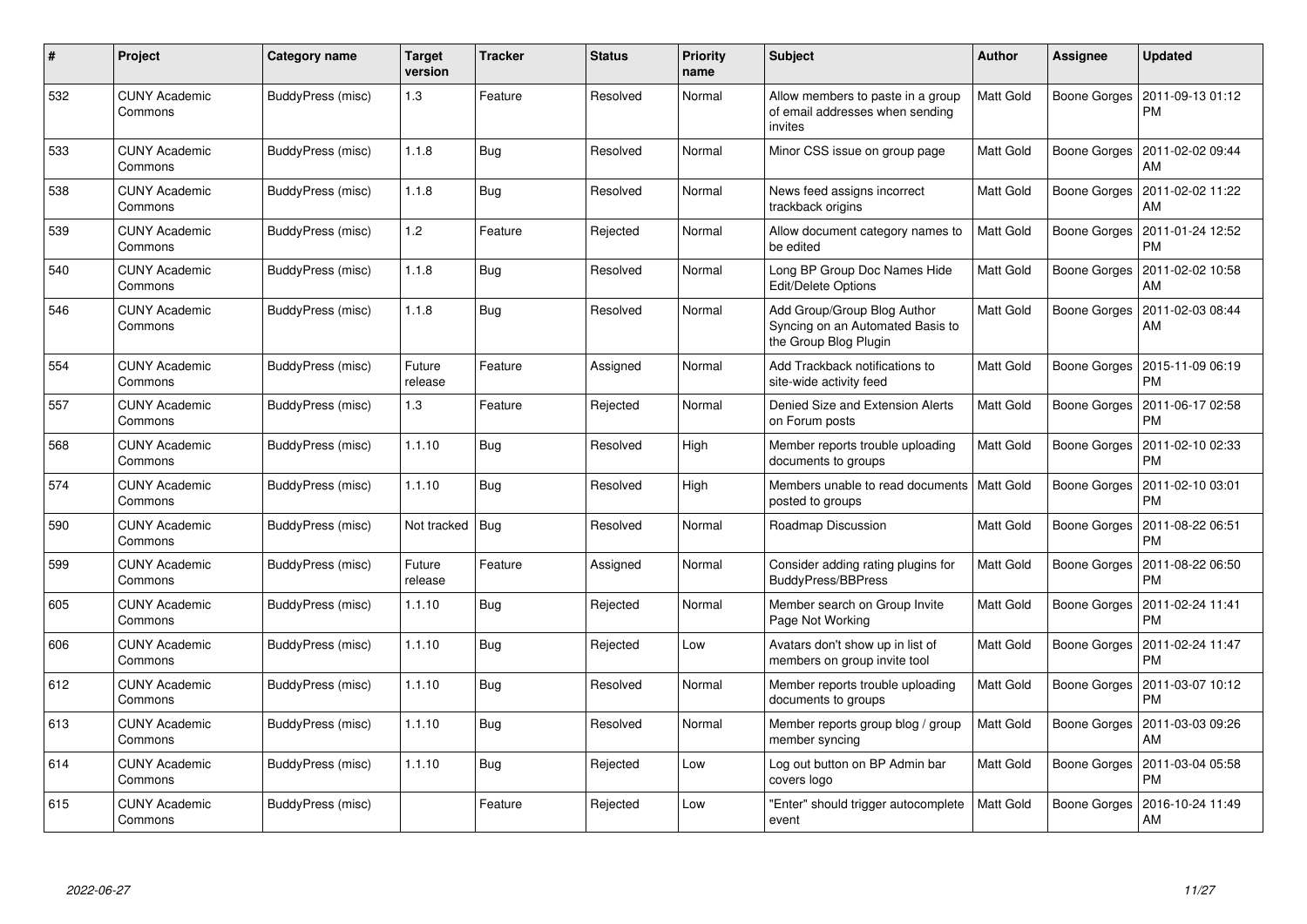| # | Project | Category name | Target version | Tracker | Status | Priority name | Subject | Author | Assignee | Updated |
|---|---|---|---|---|---|---|---|---|---|---|
| 532 | CUNY Academic Commons | BuddyPress (misc) | 1.3 | Feature | Resolved | Normal | Allow members to paste in a group of email addresses when sending invites | Matt Gold | Boone Gorges | 2011-09-13 01:12 PM |
| 533 | CUNY Academic Commons | BuddyPress (misc) | 1.1.8 | Bug | Resolved | Normal | Minor CSS issue on group page | Matt Gold | Boone Gorges | 2011-02-02 09:44 AM |
| 538 | CUNY Academic Commons | BuddyPress (misc) | 1.1.8 | Bug | Resolved | Normal | News feed assigns incorrect trackback origins | Matt Gold | Boone Gorges | 2011-02-02 11:22 AM |
| 539 | CUNY Academic Commons | BuddyPress (misc) | 1.2 | Feature | Rejected | Normal | Allow document category names to be edited | Matt Gold | Boone Gorges | 2011-01-24 12:52 PM |
| 540 | CUNY Academic Commons | BuddyPress (misc) | 1.1.8 | Bug | Resolved | Normal | Long BP Group Doc Names Hide Edit/Delete Options | Matt Gold | Boone Gorges | 2011-02-02 10:58 AM |
| 546 | CUNY Academic Commons | BuddyPress (misc) | 1.1.8 | Bug | Resolved | Normal | Add Group/Group Blog Author Syncing on an Automated Basis to the Group Blog Plugin | Matt Gold | Boone Gorges | 2011-02-03 08:44 AM |
| 554 | CUNY Academic Commons | BuddyPress (misc) | Future release | Feature | Assigned | Normal | Add Trackback notifications to site-wide activity feed | Matt Gold | Boone Gorges | 2015-11-09 06:19 PM |
| 557 | CUNY Academic Commons | BuddyPress (misc) | 1.3 | Feature | Rejected | Normal | Denied Size and Extension Alerts on Forum posts | Matt Gold | Boone Gorges | 2011-06-17 02:58 PM |
| 568 | CUNY Academic Commons | BuddyPress (misc) | 1.1.10 | Bug | Resolved | High | Member reports trouble uploading documents to groups | Matt Gold | Boone Gorges | 2011-02-10 02:33 PM |
| 574 | CUNY Academic Commons | BuddyPress (misc) | 1.1.10 | Bug | Resolved | High | Members unable to read documents posted to groups | Matt Gold | Boone Gorges | 2011-02-10 03:01 PM |
| 590 | CUNY Academic Commons | BuddyPress (misc) | Not tracked | Bug | Resolved | Normal | Roadmap Discussion | Matt Gold | Boone Gorges | 2011-08-22 06:51 PM |
| 599 | CUNY Academic Commons | BuddyPress (misc) | Future release | Feature | Assigned | Normal | Consider adding rating plugins for BuddyPress/BBPress | Matt Gold | Boone Gorges | 2011-08-22 06:50 PM |
| 605 | CUNY Academic Commons | BuddyPress (misc) | 1.1.10 | Bug | Rejected | Normal | Member search on Group Invite Page Not Working | Matt Gold | Boone Gorges | 2011-02-24 11:41 PM |
| 606 | CUNY Academic Commons | BuddyPress (misc) | 1.1.10 | Bug | Rejected | Low | Avatars don't show up in list of members on group invite tool | Matt Gold | Boone Gorges | 2011-02-24 11:47 PM |
| 612 | CUNY Academic Commons | BuddyPress (misc) | 1.1.10 | Bug | Resolved | Normal | Member reports trouble uploading documents to groups | Matt Gold | Boone Gorges | 2011-03-07 10:12 PM |
| 613 | CUNY Academic Commons | BuddyPress (misc) | 1.1.10 | Bug | Resolved | Normal | Member reports group blog / group member syncing | Matt Gold | Boone Gorges | 2011-03-03 09:26 AM |
| 614 | CUNY Academic Commons | BuddyPress (misc) | 1.1.10 | Bug | Rejected | Low | Log out button on BP Admin bar covers logo | Matt Gold | Boone Gorges | 2011-03-04 05:58 PM |
| 615 | CUNY Academic Commons | BuddyPress (misc) | | Feature | Rejected | Low | "Enter" should trigger autocomplete event | Matt Gold | Boone Gorges | 2016-10-24 11:49 AM |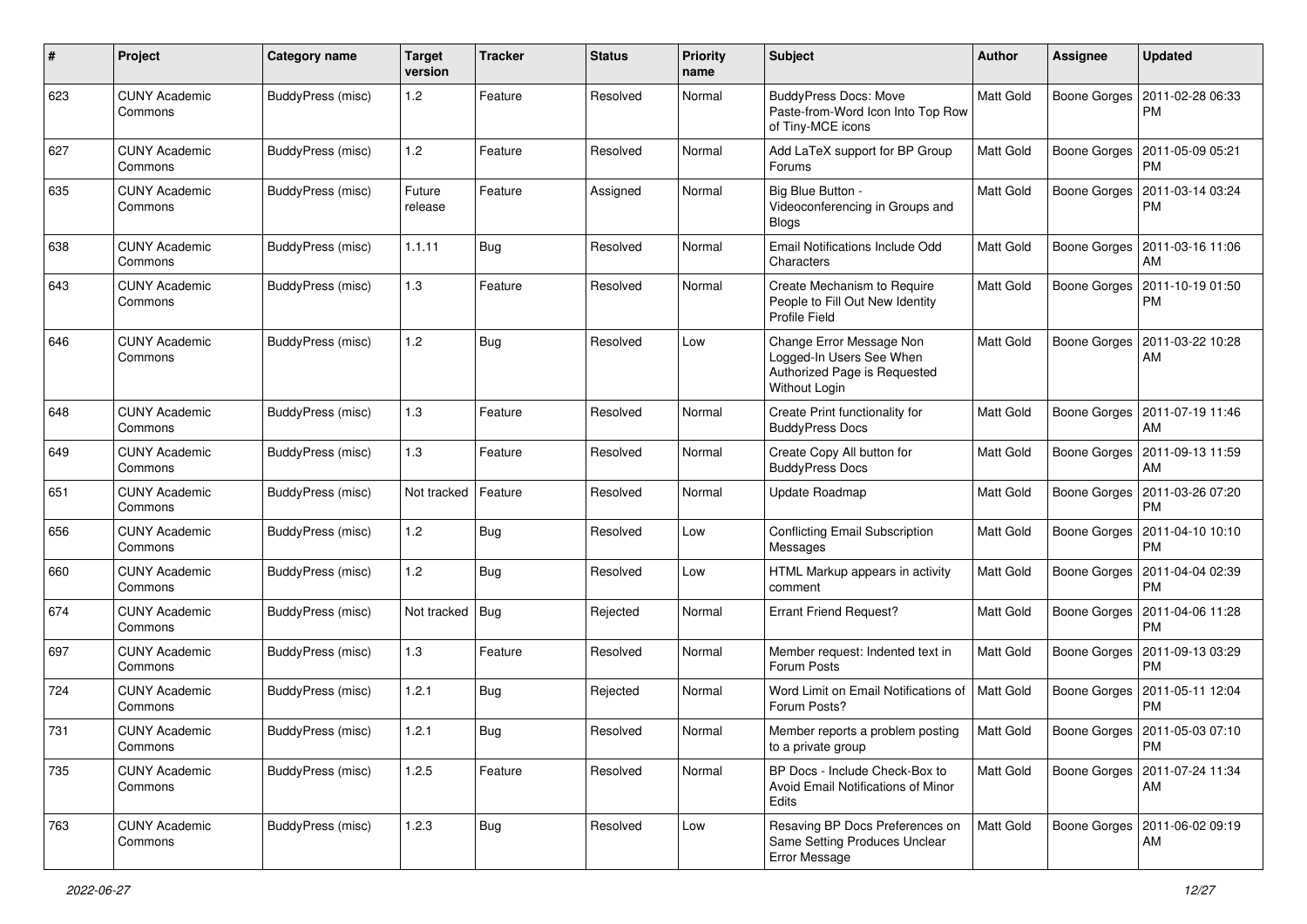| # | Project | Category name | Target version | Tracker | Status | Priority name | Subject | Author | Assignee | Updated |
|---|---|---|---|---|---|---|---|---|---|---|
| 623 | CUNY Academic Commons | BuddyPress (misc) | 1.2 | Feature | Resolved | Normal | BuddyPress Docs: Move Paste-from-Word Icon Into Top Row of Tiny-MCE icons | Matt Gold | Boone Gorges | 2011-02-28 06:33 PM |
| 627 | CUNY Academic Commons | BuddyPress (misc) | 1.2 | Feature | Resolved | Normal | Add LaTeX support for BP Group Forums | Matt Gold | Boone Gorges | 2011-05-09 05:21 PM |
| 635 | CUNY Academic Commons | BuddyPress (misc) | Future release | Feature | Assigned | Normal | Big Blue Button - Videoconferencing in Groups and Blogs | Matt Gold | Boone Gorges | 2011-03-14 03:24 PM |
| 638 | CUNY Academic Commons | BuddyPress (misc) | 1.1.11 | Bug | Resolved | Normal | Email Notifications Include Odd Characters | Matt Gold | Boone Gorges | 2011-03-16 11:06 AM |
| 643 | CUNY Academic Commons | BuddyPress (misc) | 1.3 | Feature | Resolved | Normal | Create Mechanism to Require People to Fill Out New Identity Profile Field | Matt Gold | Boone Gorges | 2011-10-19 01:50 PM |
| 646 | CUNY Academic Commons | BuddyPress (misc) | 1.2 | Bug | Resolved | Low | Change Error Message Non Logged-In Users See When Authorized Page is Requested Without Login | Matt Gold | Boone Gorges | 2011-03-22 10:28 AM |
| 648 | CUNY Academic Commons | BuddyPress (misc) | 1.3 | Feature | Resolved | Normal | Create Print functionality for BuddyPress Docs | Matt Gold | Boone Gorges | 2011-07-19 11:46 AM |
| 649 | CUNY Academic Commons | BuddyPress (misc) | 1.3 | Feature | Resolved | Normal | Create Copy All button for BuddyPress Docs | Matt Gold | Boone Gorges | 2011-09-13 11:59 AM |
| 651 | CUNY Academic Commons | BuddyPress (misc) | Not tracked | Feature | Resolved | Normal | Update Roadmap | Matt Gold | Boone Gorges | 2011-03-26 07:20 PM |
| 656 | CUNY Academic Commons | BuddyPress (misc) | 1.2 | Bug | Resolved | Low | Conflicting Email Subscription Messages | Matt Gold | Boone Gorges | 2011-04-10 10:10 PM |
| 660 | CUNY Academic Commons | BuddyPress (misc) | 1.2 | Bug | Resolved | Low | HTML Markup appears in activity comment | Matt Gold | Boone Gorges | 2011-04-04 02:39 PM |
| 674 | CUNY Academic Commons | BuddyPress (misc) | Not tracked | Bug | Rejected | Normal | Errant Friend Request? | Matt Gold | Boone Gorges | 2011-04-06 11:28 PM |
| 697 | CUNY Academic Commons | BuddyPress (misc) | 1.3 | Feature | Resolved | Normal | Member request: Indented text in Forum Posts | Matt Gold | Boone Gorges | 2011-09-13 03:29 PM |
| 724 | CUNY Academic Commons | BuddyPress (misc) | 1.2.1 | Bug | Rejected | Normal | Word Limit on Email Notifications of Forum Posts? | Matt Gold | Boone Gorges | 2011-05-11 12:04 PM |
| 731 | CUNY Academic Commons | BuddyPress (misc) | 1.2.1 | Bug | Resolved | Normal | Member reports a problem posting to a private group | Matt Gold | Boone Gorges | 2011-05-03 07:10 PM |
| 735 | CUNY Academic Commons | BuddyPress (misc) | 1.2.5 | Feature | Resolved | Normal | BP Docs - Include Check-Box to Avoid Email Notifications of Minor Edits | Matt Gold | Boone Gorges | 2011-07-24 11:34 AM |
| 763 | CUNY Academic Commons | BuddyPress (misc) | 1.2.3 | Bug | Resolved | Low | Resaving BP Docs Preferences on Same Setting Produces Unclear Error Message | Matt Gold | Boone Gorges | 2011-06-02 09:19 AM |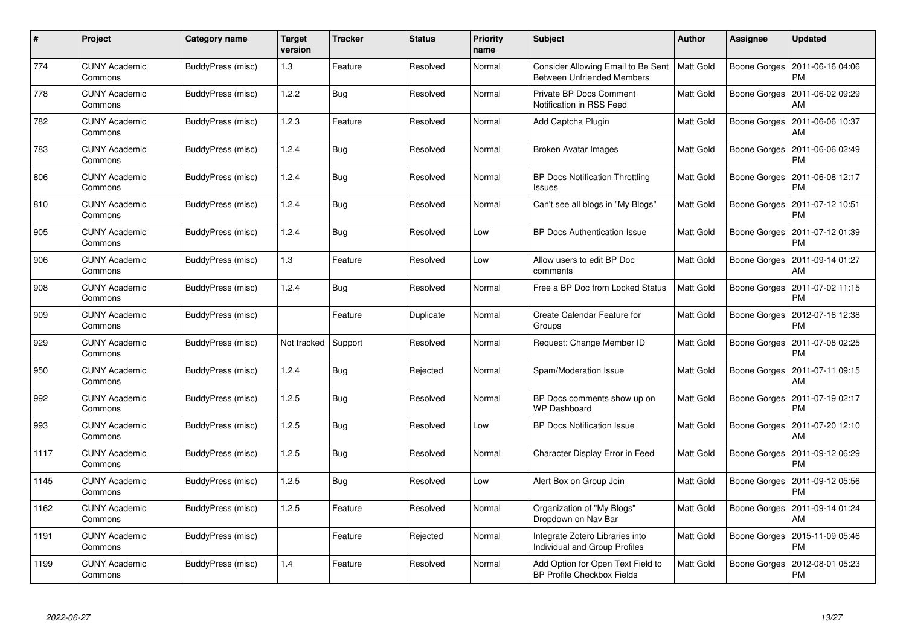| # | Project | Category name | Target version | Tracker | Status | Priority name | Subject | Author | Assignee | Updated |
|---|---|---|---|---|---|---|---|---|---|---|
| 774 | CUNY Academic Commons | BuddyPress (misc) | 1.3 | Feature | Resolved | Normal | Consider Allowing Email to Be Sent Between Unfriended Members | Matt Gold | Boone Gorges | 2011-06-16 04:06 PM |
| 778 | CUNY Academic Commons | BuddyPress (misc) | 1.2.2 | Bug | Resolved | Normal | Private BP Docs Comment Notification in RSS Feed | Matt Gold | Boone Gorges | 2011-06-02 09:29 AM |
| 782 | CUNY Academic Commons | BuddyPress (misc) | 1.2.3 | Feature | Resolved | Normal | Add Captcha Plugin | Matt Gold | Boone Gorges | 2011-06-06 10:37 AM |
| 783 | CUNY Academic Commons | BuddyPress (misc) | 1.2.4 | Bug | Resolved | Normal | Broken Avatar Images | Matt Gold | Boone Gorges | 2011-06-06 02:49 PM |
| 806 | CUNY Academic Commons | BuddyPress (misc) | 1.2.4 | Bug | Resolved | Normal | BP Docs Notification Throttling Issues | Matt Gold | Boone Gorges | 2011-06-08 12:17 PM |
| 810 | CUNY Academic Commons | BuddyPress (misc) | 1.2.4 | Bug | Resolved | Normal | Can't see all blogs in "My Blogs" | Matt Gold | Boone Gorges | 2011-07-12 10:51 PM |
| 905 | CUNY Academic Commons | BuddyPress (misc) | 1.2.4 | Bug | Resolved | Low | BP Docs Authentication Issue | Matt Gold | Boone Gorges | 2011-07-12 01:39 PM |
| 906 | CUNY Academic Commons | BuddyPress (misc) | 1.3 | Feature | Resolved | Low | Allow users to edit BP Doc comments | Matt Gold | Boone Gorges | 2011-09-14 01:27 AM |
| 908 | CUNY Academic Commons | BuddyPress (misc) | 1.2.4 | Bug | Resolved | Normal | Free a BP Doc from Locked Status | Matt Gold | Boone Gorges | 2011-07-02 11:15 PM |
| 909 | CUNY Academic Commons | BuddyPress (misc) | | Feature | Duplicate | Normal | Create Calendar Feature for Groups | Matt Gold | Boone Gorges | 2012-07-16 12:38 PM |
| 929 | CUNY Academic Commons | BuddyPress (misc) | Not tracked | Support | Resolved | Normal | Request: Change Member ID | Matt Gold | Boone Gorges | 2011-07-08 02:25 PM |
| 950 | CUNY Academic Commons | BuddyPress (misc) | 1.2.4 | Bug | Rejected | Normal | Spam/Moderation Issue | Matt Gold | Boone Gorges | 2011-07-11 09:15 AM |
| 992 | CUNY Academic Commons | BuddyPress (misc) | 1.2.5 | Bug | Resolved | Normal | BP Docs comments show up on WP Dashboard | Matt Gold | Boone Gorges | 2011-07-19 02:17 PM |
| 993 | CUNY Academic Commons | BuddyPress (misc) | 1.2.5 | Bug | Resolved | Low | BP Docs Notification Issue | Matt Gold | Boone Gorges | 2011-07-20 12:10 AM |
| 1117 | CUNY Academic Commons | BuddyPress (misc) | 1.2.5 | Bug | Resolved | Normal | Character Display Error in Feed | Matt Gold | Boone Gorges | 2011-09-12 06:29 PM |
| 1145 | CUNY Academic Commons | BuddyPress (misc) | 1.2.5 | Bug | Resolved | Low | Alert Box on Group Join | Matt Gold | Boone Gorges | 2011-09-12 05:56 PM |
| 1162 | CUNY Academic Commons | BuddyPress (misc) | 1.2.5 | Feature | Resolved | Normal | Organization of "My Blogs" Dropdown on Nav Bar | Matt Gold | Boone Gorges | 2011-09-14 01:24 AM |
| 1191 | CUNY Academic Commons | BuddyPress (misc) | | Feature | Rejected | Normal | Integrate Zotero Libraries into Individual and Group Profiles | Matt Gold | Boone Gorges | 2015-11-09 05:46 PM |
| 1199 | CUNY Academic Commons | BuddyPress (misc) | 1.4 | Feature | Resolved | Normal | Add Option for Open Text Field to BP Profile Checkbox Fields | Matt Gold | Boone Gorges | 2012-08-01 05:23 PM |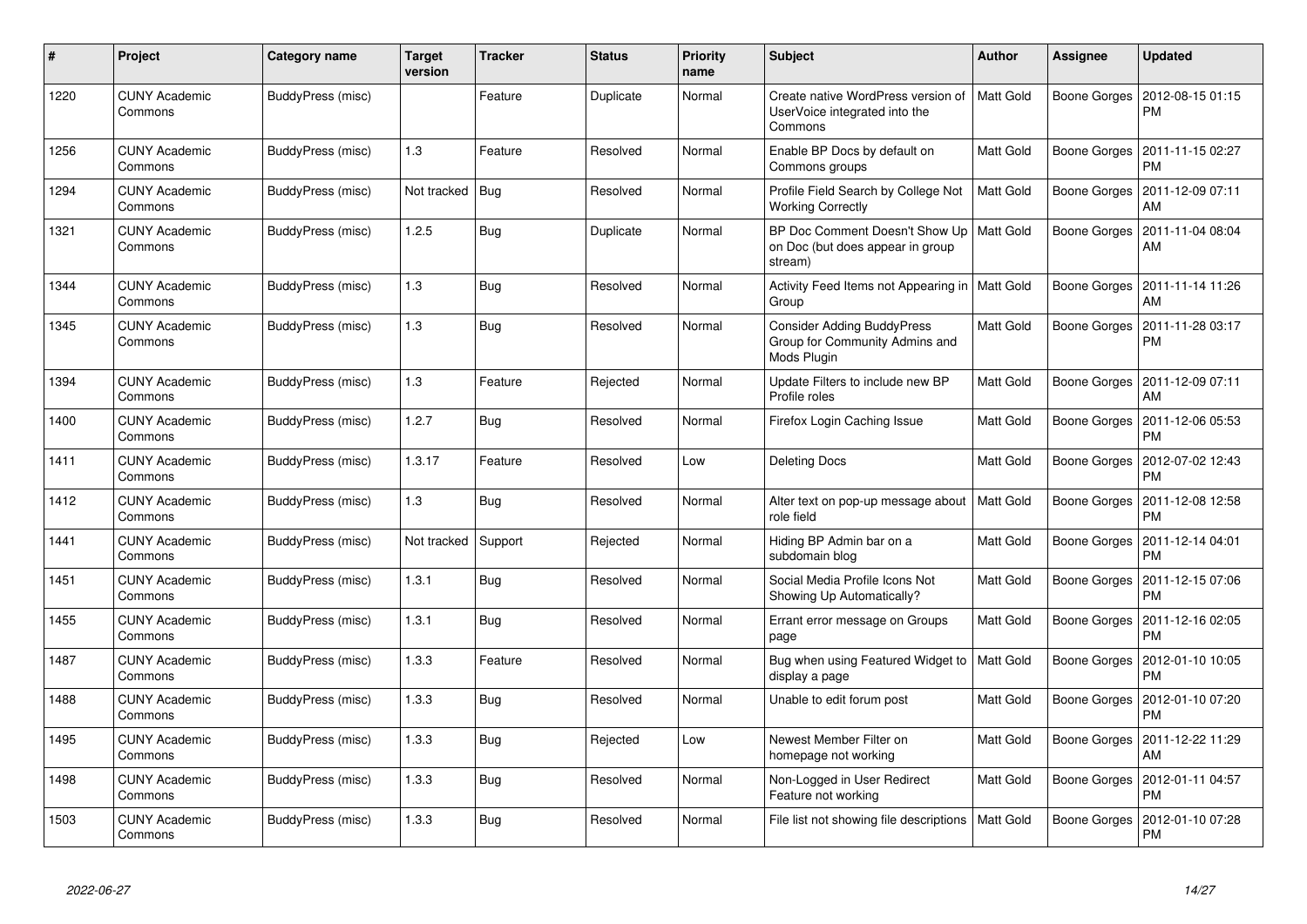| # | Project | Category name | Target version | Tracker | Status | Priority name | Subject | Author | Assignee | Updated |
|---|---|---|---|---|---|---|---|---|---|---|
| 1220 | CUNY Academic Commons | BuddyPress (misc) | | Feature | Duplicate | Normal | Create native WordPress version of UserVoice integrated into the Commons | Matt Gold | Boone Gorges | 2012-08-15 01:15 PM |
| 1256 | CUNY Academic Commons | BuddyPress (misc) | 1.3 | Feature | Resolved | Normal | Enable BP Docs by default on Commons groups | Matt Gold | Boone Gorges | 2011-11-15 02:27 PM |
| 1294 | CUNY Academic Commons | BuddyPress (misc) | Not tracked | Bug | Resolved | Normal | Profile Field Search by College Not Working Correctly | Matt Gold | Boone Gorges | 2011-12-09 07:11 AM |
| 1321 | CUNY Academic Commons | BuddyPress (misc) | 1.2.5 | Bug | Duplicate | Normal | BP Doc Comment Doesn't Show Up on Doc (but does appear in group stream) | Matt Gold | Boone Gorges | 2011-11-04 08:04 AM |
| 1344 | CUNY Academic Commons | BuddyPress (misc) | 1.3 | Bug | Resolved | Normal | Activity Feed Items not Appearing in Group | Matt Gold | Boone Gorges | 2011-11-14 11:26 AM |
| 1345 | CUNY Academic Commons | BuddyPress (misc) | 1.3 | Bug | Resolved | Normal | Consider Adding BuddyPress Group for Community Admins and Mods Plugin | Matt Gold | Boone Gorges | 2011-11-28 03:17 PM |
| 1394 | CUNY Academic Commons | BuddyPress (misc) | 1.3 | Feature | Rejected | Normal | Update Filters to include new BP Profile roles | Matt Gold | Boone Gorges | 2011-12-09 07:11 AM |
| 1400 | CUNY Academic Commons | BuddyPress (misc) | 1.2.7 | Bug | Resolved | Normal | Firefox Login Caching Issue | Matt Gold | Boone Gorges | 2011-12-06 05:53 PM |
| 1411 | CUNY Academic Commons | BuddyPress (misc) | 1.3.17 | Feature | Resolved | Low | Deleting Docs | Matt Gold | Boone Gorges | 2012-07-02 12:43 PM |
| 1412 | CUNY Academic Commons | BuddyPress (misc) | 1.3 | Bug | Resolved | Normal | Alter text on pop-up message about role field | Matt Gold | Boone Gorges | 2011-12-08 12:58 PM |
| 1441 | CUNY Academic Commons | BuddyPress (misc) | Not tracked | Support | Rejected | Normal | Hiding BP Admin bar on a subdomain blog | Matt Gold | Boone Gorges | 2011-12-14 04:01 PM |
| 1451 | CUNY Academic Commons | BuddyPress (misc) | 1.3.1 | Bug | Resolved | Normal | Social Media Profile Icons Not Showing Up Automatically? | Matt Gold | Boone Gorges | 2011-12-15 07:06 PM |
| 1455 | CUNY Academic Commons | BuddyPress (misc) | 1.3.1 | Bug | Resolved | Normal | Errant error message on Groups page | Matt Gold | Boone Gorges | 2011-12-16 02:05 PM |
| 1487 | CUNY Academic Commons | BuddyPress (misc) | 1.3.3 | Feature | Resolved | Normal | Bug when using Featured Widget to display a page | Matt Gold | Boone Gorges | 2012-01-10 10:05 PM |
| 1488 | CUNY Academic Commons | BuddyPress (misc) | 1.3.3 | Bug | Resolved | Normal | Unable to edit forum post | Matt Gold | Boone Gorges | 2012-01-10 07:20 PM |
| 1495 | CUNY Academic Commons | BuddyPress (misc) | 1.3.3 | Bug | Rejected | Low | Newest Member Filter on homepage not working | Matt Gold | Boone Gorges | 2011-12-22 11:29 AM |
| 1498 | CUNY Academic Commons | BuddyPress (misc) | 1.3.3 | Bug | Resolved | Normal | Non-Logged in User Redirect Feature not working | Matt Gold | Boone Gorges | 2012-01-11 04:57 PM |
| 1503 | CUNY Academic Commons | BuddyPress (misc) | 1.3.3 | Bug | Resolved | Normal | File list not showing file descriptions | Matt Gold | Boone Gorges | 2012-01-10 07:28 PM |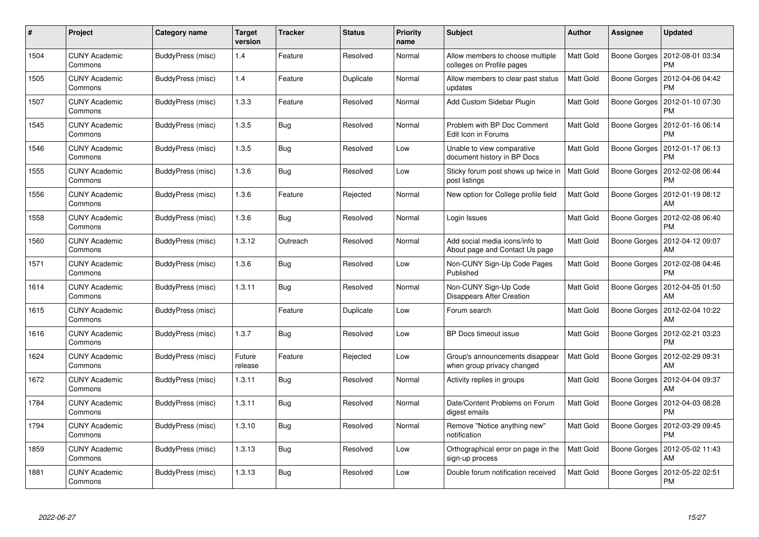| # | Project | Category name | Target version | Tracker | Status | Priority name | Subject | Author | Assignee | Updated |
|---|---|---|---|---|---|---|---|---|---|---|
| 1504 | CUNY Academic Commons | BuddyPress (misc) | 1.4 | Feature | Resolved | Normal | Allow members to choose multiple colleges on Profile pages | Matt Gold | Boone Gorges | 2012-08-01 03:34 PM |
| 1505 | CUNY Academic Commons | BuddyPress (misc) | 1.4 | Feature | Duplicate | Normal | Allow members to clear past status updates | Matt Gold | Boone Gorges | 2012-04-06 04:42 PM |
| 1507 | CUNY Academic Commons | BuddyPress (misc) | 1.3.3 | Feature | Resolved | Normal | Add Custom Sidebar Plugin | Matt Gold | Boone Gorges | 2012-01-10 07:30 PM |
| 1545 | CUNY Academic Commons | BuddyPress (misc) | 1.3.5 | Bug | Resolved | Normal | Problem with BP Doc Comment Edit Icon in Forums | Matt Gold | Boone Gorges | 2012-01-16 06:14 PM |
| 1546 | CUNY Academic Commons | BuddyPress (misc) | 1.3.5 | Bug | Resolved | Low | Unable to view comparative document history in BP Docs | Matt Gold | Boone Gorges | 2012-01-17 06:13 PM |
| 1555 | CUNY Academic Commons | BuddyPress (misc) | 1.3.6 | Bug | Resolved | Low | Sticky forum post shows up twice in post listings | Matt Gold | Boone Gorges | 2012-02-08 06:44 PM |
| 1556 | CUNY Academic Commons | BuddyPress (misc) | 1.3.6 | Feature | Rejected | Normal | New option for College profile field | Matt Gold | Boone Gorges | 2012-01-19 08:12 AM |
| 1558 | CUNY Academic Commons | BuddyPress (misc) | 1.3.6 | Bug | Resolved | Normal | Login Issues | Matt Gold | Boone Gorges | 2012-02-08 06:40 PM |
| 1560 | CUNY Academic Commons | BuddyPress (misc) | 1.3.12 | Outreach | Resolved | Normal | Add social media icons/info to About page and Contact Us page | Matt Gold | Boone Gorges | 2012-04-12 09:07 AM |
| 1571 | CUNY Academic Commons | BuddyPress (misc) | 1.3.6 | Bug | Resolved | Low | Non-CUNY Sign-Up Code Pages Published | Matt Gold | Boone Gorges | 2012-02-08 04:46 PM |
| 1614 | CUNY Academic Commons | BuddyPress (misc) | 1.3.11 | Bug | Resolved | Normal | Non-CUNY Sign-Up Code Disappears After Creation | Matt Gold | Boone Gorges | 2012-04-05 01:50 AM |
| 1615 | CUNY Academic Commons | BuddyPress (misc) | | Feature | Duplicate | Low | Forum search | Matt Gold | Boone Gorges | 2012-02-04 10:22 AM |
| 1616 | CUNY Academic Commons | BuddyPress (misc) | 1.3.7 | Bug | Resolved | Low | BP Docs timeout issue | Matt Gold | Boone Gorges | 2012-02-21 03:23 PM |
| 1624 | CUNY Academic Commons | BuddyPress (misc) | Future release | Feature | Rejected | Low | Group's announcements disappear when group privacy changed | Matt Gold | Boone Gorges | 2012-02-29 09:31 AM |
| 1672 | CUNY Academic Commons | BuddyPress (misc) | 1.3.11 | Bug | Resolved | Normal | Activity replies in groups | Matt Gold | Boone Gorges | 2012-04-04 09:37 AM |
| 1784 | CUNY Academic Commons | BuddyPress (misc) | 1.3.11 | Bug | Resolved | Normal | Date/Content Problems on Forum digest emails | Matt Gold | Boone Gorges | 2012-04-03 08:28 PM |
| 1794 | CUNY Academic Commons | BuddyPress (misc) | 1.3.10 | Bug | Resolved | Normal | Remove "Notice anything new" notification | Matt Gold | Boone Gorges | 2012-03-29 09:45 PM |
| 1859 | CUNY Academic Commons | BuddyPress (misc) | 1.3.13 | Bug | Resolved | Low | Orthographical error on page in the sign-up process | Matt Gold | Boone Gorges | 2012-05-02 11:43 AM |
| 1881 | CUNY Academic Commons | BuddyPress (misc) | 1.3.13 | Bug | Resolved | Low | Double forum notification received | Matt Gold | Boone Gorges | 2012-05-22 02:51 PM |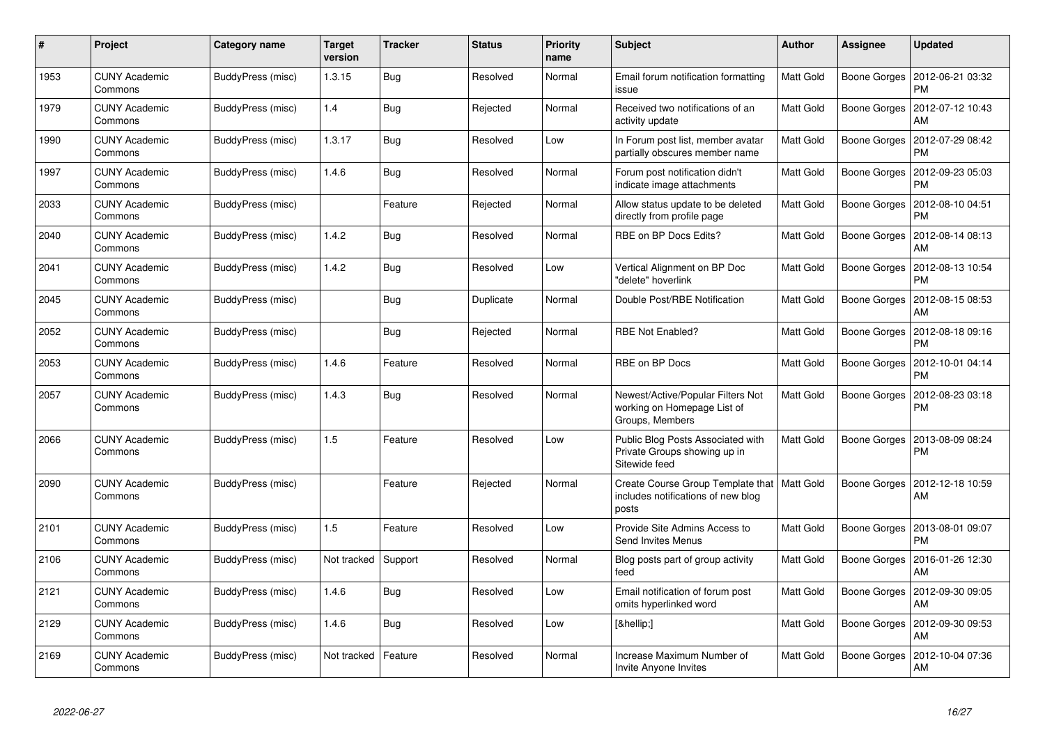| # | Project | Category name | Target version | Tracker | Status | Priority name | Subject | Author | Assignee | Updated |
|---|---|---|---|---|---|---|---|---|---|---|
| 1953 | CUNY Academic Commons | BuddyPress (misc) | 1.3.15 | Bug | Resolved | Normal | Email forum notification formatting issue | Matt Gold | Boone Gorges | 2012-06-21 03:32 PM |
| 1979 | CUNY Academic Commons | BuddyPress (misc) | 1.4 | Bug | Rejected | Normal | Received two notifications of an activity update | Matt Gold | Boone Gorges | 2012-07-12 10:43 AM |
| 1990 | CUNY Academic Commons | BuddyPress (misc) | 1.3.17 | Bug | Resolved | Low | In Forum post list, member avatar partially obscures member name | Matt Gold | Boone Gorges | 2012-07-29 08:42 PM |
| 1997 | CUNY Academic Commons | BuddyPress (misc) | 1.4.6 | Bug | Resolved | Normal | Forum post notification didn't indicate image attachments | Matt Gold | Boone Gorges | 2012-09-23 05:03 PM |
| 2033 | CUNY Academic Commons | BuddyPress (misc) | | Feature | Rejected | Normal | Allow status update to be deleted directly from profile page | Matt Gold | Boone Gorges | 2012-08-10 04:51 PM |
| 2040 | CUNY Academic Commons | BuddyPress (misc) | 1.4.2 | Bug | Resolved | Normal | RBE on BP Docs Edits? | Matt Gold | Boone Gorges | 2012-08-14 08:13 AM |
| 2041 | CUNY Academic Commons | BuddyPress (misc) | 1.4.2 | Bug | Resolved | Low | Vertical Alignment on BP Doc "delete" hoverlink | Matt Gold | Boone Gorges | 2012-08-13 10:54 PM |
| 2045 | CUNY Academic Commons | BuddyPress (misc) | | Bug | Duplicate | Normal | Double Post/RBE Notification | Matt Gold | Boone Gorges | 2012-08-15 08:53 AM |
| 2052 | CUNY Academic Commons | BuddyPress (misc) | | Bug | Rejected | Normal | RBE Not Enabled? | Matt Gold | Boone Gorges | 2012-08-18 09:16 PM |
| 2053 | CUNY Academic Commons | BuddyPress (misc) | 1.4.6 | Feature | Resolved | Normal | RBE on BP Docs | Matt Gold | Boone Gorges | 2012-10-01 04:14 PM |
| 2057 | CUNY Academic Commons | BuddyPress (misc) | 1.4.3 | Bug | Resolved | Normal | Newest/Active/Popular Filters Not working on Homepage List of Groups, Members | Matt Gold | Boone Gorges | 2012-08-23 03:18 PM |
| 2066 | CUNY Academic Commons | BuddyPress (misc) | 1.5 | Feature | Resolved | Low | Public Blog Posts Associated with Private Groups showing up in Sitewide feed | Matt Gold | Boone Gorges | 2013-08-09 08:24 PM |
| 2090 | CUNY Academic Commons | BuddyPress (misc) | | Feature | Rejected | Normal | Create Course Group Template that includes notifications of new blog posts | Matt Gold | Boone Gorges | 2012-12-18 10:59 AM |
| 2101 | CUNY Academic Commons | BuddyPress (misc) | 1.5 | Feature | Resolved | Low | Provide Site Admins Access to Send Invites Menus | Matt Gold | Boone Gorges | 2013-08-01 09:07 PM |
| 2106 | CUNY Academic Commons | BuddyPress (misc) | Not tracked | Support | Resolved | Normal | Blog posts part of group activity feed | Matt Gold | Boone Gorges | 2016-01-26 12:30 AM |
| 2121 | CUNY Academic Commons | BuddyPress (misc) | 1.4.6 | Bug | Resolved | Low | Email notification of forum post omits hyperlinked word | Matt Gold | Boone Gorges | 2012-09-30 09:05 AM |
| 2129 | CUNY Academic Commons | BuddyPress (misc) | 1.4.6 | Bug | Resolved | Low | [&hellip;] | Matt Gold | Boone Gorges | 2012-09-30 09:53 AM |
| 2169 | CUNY Academic Commons | BuddyPress (misc) | Not tracked | Feature | Resolved | Normal | Increase Maximum Number of Invite Anyone Invites | Matt Gold | Boone Gorges | 2012-10-04 07:36 AM |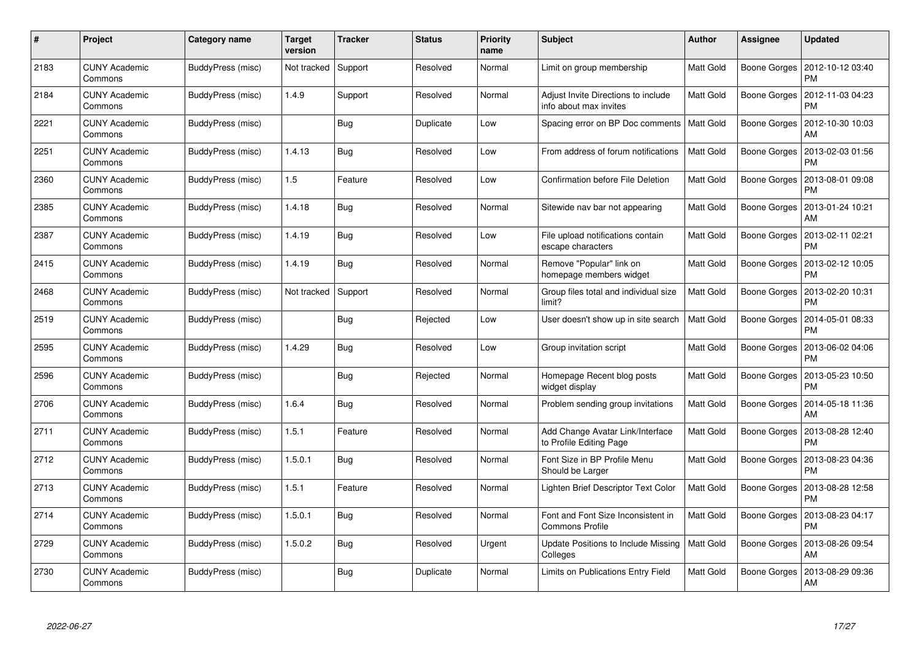| # | Project | Category name | Target version | Tracker | Status | Priority name | Subject | Author | Assignee | Updated |
|---|---|---|---|---|---|---|---|---|---|---|
| 2183 | CUNY Academic Commons | BuddyPress (misc) | Not tracked | Support | Resolved | Normal | Limit on group membership | Matt Gold | Boone Gorges | 2012-10-12 03:40 PM |
| 2184 | CUNY Academic Commons | BuddyPress (misc) | 1.4.9 | Support | Resolved | Normal | Adjust Invite Directions to include info about max invites | Matt Gold | Boone Gorges | 2012-11-03 04:23 PM |
| 2221 | CUNY Academic Commons | BuddyPress (misc) | | Bug | Duplicate | Low | Spacing error on BP Doc comments | Matt Gold | Boone Gorges | 2012-10-30 10:03 AM |
| 2251 | CUNY Academic Commons | BuddyPress (misc) | 1.4.13 | Bug | Resolved | Low | From address of forum notifications | Matt Gold | Boone Gorges | 2013-02-03 01:56 PM |
| 2360 | CUNY Academic Commons | BuddyPress (misc) | 1.5 | Feature | Resolved | Low | Confirmation before File Deletion | Matt Gold | Boone Gorges | 2013-08-01 09:08 PM |
| 2385 | CUNY Academic Commons | BuddyPress (misc) | 1.4.18 | Bug | Resolved | Normal | Sitewide nav bar not appearing | Matt Gold | Boone Gorges | 2013-01-24 10:21 AM |
| 2387 | CUNY Academic Commons | BuddyPress (misc) | 1.4.19 | Bug | Resolved | Low | File upload notifications contain escape characters | Matt Gold | Boone Gorges | 2013-02-11 02:21 PM |
| 2415 | CUNY Academic Commons | BuddyPress (misc) | 1.4.19 | Bug | Resolved | Normal | Remove "Popular" link on homepage members widget | Matt Gold | Boone Gorges | 2013-02-12 10:05 PM |
| 2468 | CUNY Academic Commons | BuddyPress (misc) | Not tracked | Support | Resolved | Normal | Group files total and individual size limit? | Matt Gold | Boone Gorges | 2013-02-20 10:31 PM |
| 2519 | CUNY Academic Commons | BuddyPress (misc) | | Bug | Rejected | Low | User doesn't show up in site search | Matt Gold | Boone Gorges | 2014-05-01 08:33 PM |
| 2595 | CUNY Academic Commons | BuddyPress (misc) | 1.4.29 | Bug | Resolved | Low | Group invitation script | Matt Gold | Boone Gorges | 2013-06-02 04:06 PM |
| 2596 | CUNY Academic Commons | BuddyPress (misc) | | Bug | Rejected | Normal | Homepage Recent blog posts widget display | Matt Gold | Boone Gorges | 2013-05-23 10:50 PM |
| 2706 | CUNY Academic Commons | BuddyPress (misc) | 1.6.4 | Bug | Resolved | Normal | Problem sending group invitations | Matt Gold | Boone Gorges | 2014-05-18 11:36 AM |
| 2711 | CUNY Academic Commons | BuddyPress (misc) | 1.5.1 | Feature | Resolved | Normal | Add Change Avatar Link/Interface to Profile Editing Page | Matt Gold | Boone Gorges | 2013-08-28 12:40 PM |
| 2712 | CUNY Academic Commons | BuddyPress (misc) | 1.5.0.1 | Bug | Resolved | Normal | Font Size in BP Profile Menu Should be Larger | Matt Gold | Boone Gorges | 2013-08-23 04:36 PM |
| 2713 | CUNY Academic Commons | BuddyPress (misc) | 1.5.1 | Feature | Resolved | Normal | Lighten Brief Descriptor Text Color | Matt Gold | Boone Gorges | 2013-08-28 12:58 PM |
| 2714 | CUNY Academic Commons | BuddyPress (misc) | 1.5.0.1 | Bug | Resolved | Normal | Font and Font Size Inconsistent in Commons Profile | Matt Gold | Boone Gorges | 2013-08-23 04:17 PM |
| 2729 | CUNY Academic Commons | BuddyPress (misc) | 1.5.0.2 | Bug | Resolved | Urgent | Update Positions to Include Missing Colleges | Matt Gold | Boone Gorges | 2013-08-26 09:54 AM |
| 2730 | CUNY Academic Commons | BuddyPress (misc) | | Bug | Duplicate | Normal | Limits on Publications Entry Field | Matt Gold | Boone Gorges | 2013-08-29 09:36 AM |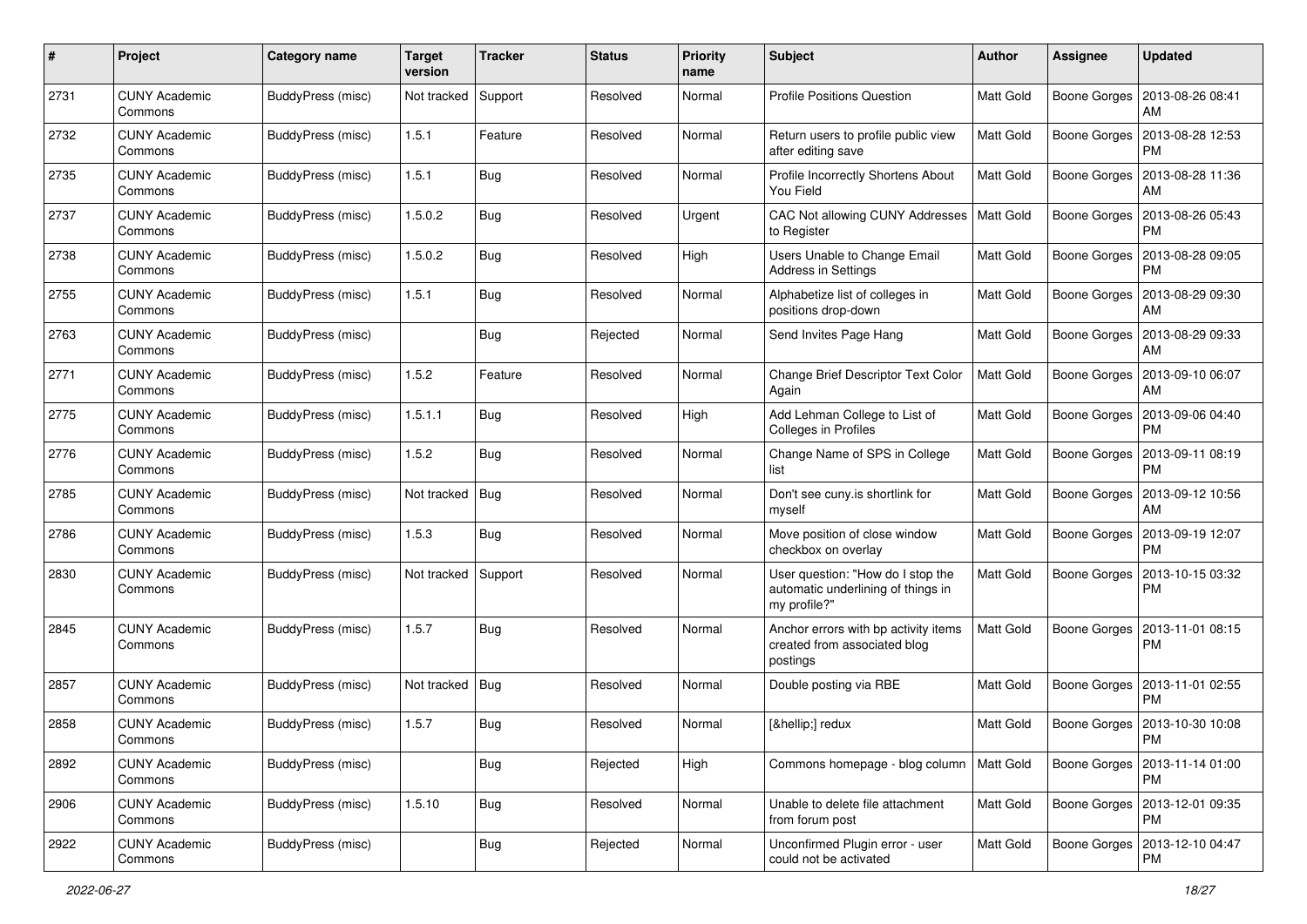| # | Project | Category name | Target version | Tracker | Status | Priority name | Subject | Author | Assignee | Updated |
|---|---|---|---|---|---|---|---|---|---|---|
| 2731 | CUNY Academic Commons | BuddyPress (misc) | Not tracked | Support | Resolved | Normal | Profile Positions Question | Matt Gold | Boone Gorges | 2013-08-26 08:41 AM |
| 2732 | CUNY Academic Commons | BuddyPress (misc) | 1.5.1 | Feature | Resolved | Normal | Return users to profile public view after editing save | Matt Gold | Boone Gorges | 2013-08-28 12:53 PM |
| 2735 | CUNY Academic Commons | BuddyPress (misc) | 1.5.1 | Bug | Resolved | Normal | Profile Incorrectly Shortens About You Field | Matt Gold | Boone Gorges | 2013-08-28 11:36 AM |
| 2737 | CUNY Academic Commons | BuddyPress (misc) | 1.5.0.2 | Bug | Resolved | Urgent | CAC Not allowing CUNY Addresses to Register | Matt Gold | Boone Gorges | 2013-08-26 05:43 PM |
| 2738 | CUNY Academic Commons | BuddyPress (misc) | 1.5.0.2 | Bug | Resolved | High | Users Unable to Change Email Address in Settings | Matt Gold | Boone Gorges | 2013-08-28 09:05 PM |
| 2755 | CUNY Academic Commons | BuddyPress (misc) | 1.5.1 | Bug | Resolved | Normal | Alphabetize list of colleges in positions drop-down | Matt Gold | Boone Gorges | 2013-08-29 09:30 AM |
| 2763 | CUNY Academic Commons | BuddyPress (misc) | | Bug | Rejected | Normal | Send Invites Page Hang | Matt Gold | Boone Gorges | 2013-08-29 09:33 AM |
| 2771 | CUNY Academic Commons | BuddyPress (misc) | 1.5.2 | Feature | Resolved | Normal | Change Brief Descriptor Text Color Again | Matt Gold | Boone Gorges | 2013-09-10 06:07 AM |
| 2775 | CUNY Academic Commons | BuddyPress (misc) | 1.5.1.1 | Bug | Resolved | High | Add Lehman College to List of Colleges in Profiles | Matt Gold | Boone Gorges | 2013-09-06 04:40 PM |
| 2776 | CUNY Academic Commons | BuddyPress (misc) | 1.5.2 | Bug | Resolved | Normal | Change Name of SPS in College list | Matt Gold | Boone Gorges | 2013-09-11 08:19 PM |
| 2785 | CUNY Academic Commons | BuddyPress (misc) | Not tracked | Bug | Resolved | Normal | Don't see cuny.is shortlink for myself | Matt Gold | Boone Gorges | 2013-09-12 10:56 AM |
| 2786 | CUNY Academic Commons | BuddyPress (misc) | 1.5.3 | Bug | Resolved | Normal | Move position of close window checkbox on overlay | Matt Gold | Boone Gorges | 2013-09-19 12:07 PM |
| 2830 | CUNY Academic Commons | BuddyPress (misc) | Not tracked | Support | Resolved | Normal | User question: "How do I stop the automatic underlining of things in my profile?" | Matt Gold | Boone Gorges | 2013-10-15 03:32 PM |
| 2845 | CUNY Academic Commons | BuddyPress (misc) | 1.5.7 | Bug | Resolved | Normal | Anchor errors with bp activity items created from associated blog postings | Matt Gold | Boone Gorges | 2013-11-01 08:15 PM |
| 2857 | CUNY Academic Commons | BuddyPress (misc) | Not tracked | Bug | Resolved | Normal | Double posting via RBE | Matt Gold | Boone Gorges | 2013-11-01 02:55 PM |
| 2858 | CUNY Academic Commons | BuddyPress (misc) | 1.5.7 | Bug | Resolved | Normal | [&hellip;] redux | Matt Gold | Boone Gorges | 2013-10-30 10:08 PM |
| 2892 | CUNY Academic Commons | BuddyPress (misc) | | Bug | Rejected | High | Commons homepage - blog column | Matt Gold | Boone Gorges | 2013-11-14 01:00 PM |
| 2906 | CUNY Academic Commons | BuddyPress (misc) | 1.5.10 | Bug | Resolved | Normal | Unable to delete file attachment from forum post | Matt Gold | Boone Gorges | 2013-12-01 09:35 PM |
| 2922 | CUNY Academic Commons | BuddyPress (misc) | | Bug | Rejected | Normal | Unconfirmed Plugin error - user could not be activated | Matt Gold | Boone Gorges | 2013-12-10 04:47 PM |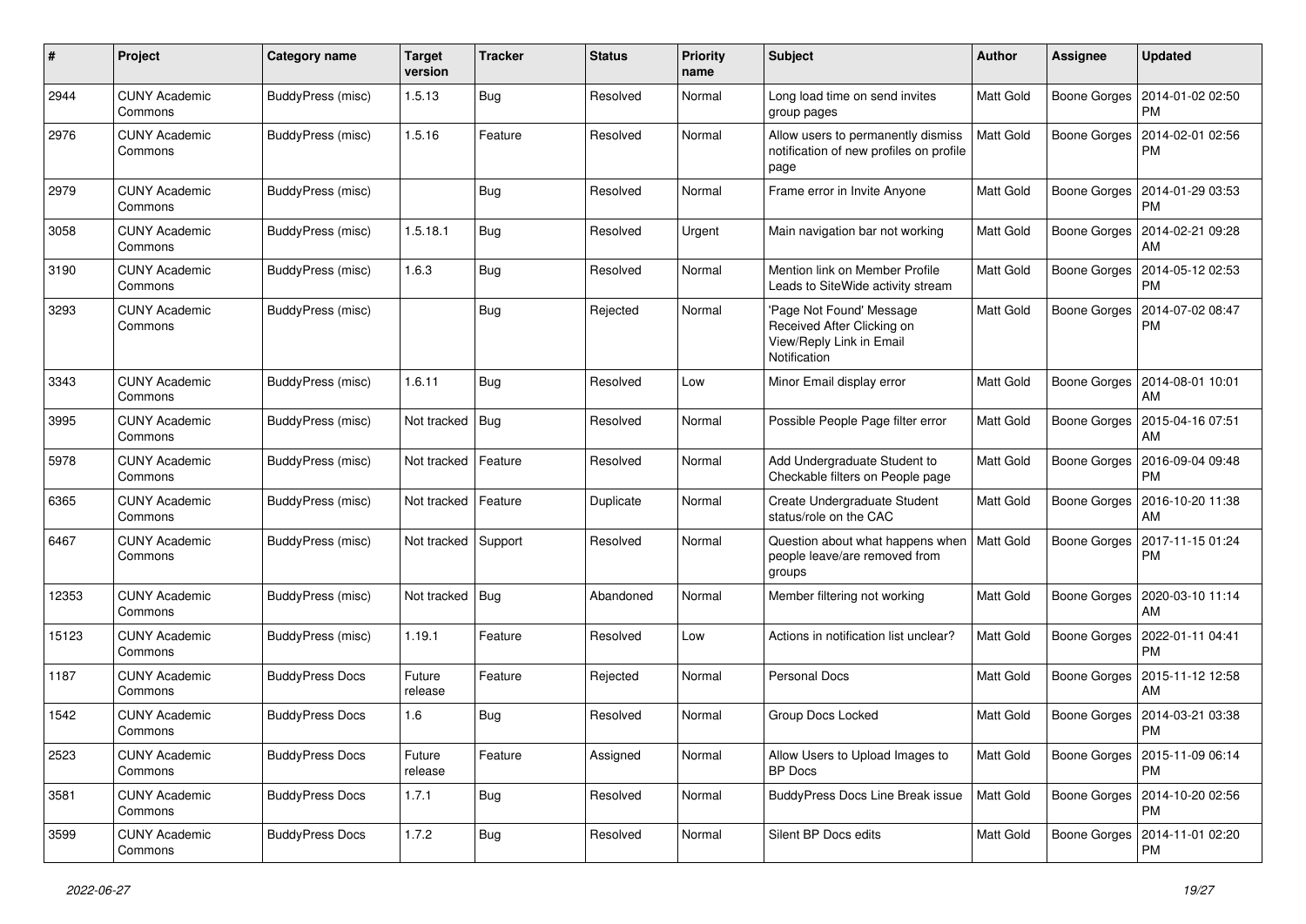| # | Project | Category name | Target version | Tracker | Status | Priority name | Subject | Author | Assignee | Updated |
|---|---|---|---|---|---|---|---|---|---|---|
| 2944 | CUNY Academic Commons | BuddyPress (misc) | 1.5.13 | Bug | Resolved | Normal | Long load time on send invites group pages | Matt Gold | Boone Gorges | 2014-01-02 02:50 PM |
| 2976 | CUNY Academic Commons | BuddyPress (misc) | 1.5.16 | Feature | Resolved | Normal | Allow users to permanently dismiss notification of new profiles on profile page | Matt Gold | Boone Gorges | 2014-02-01 02:56 PM |
| 2979 | CUNY Academic Commons | BuddyPress (misc) | | Bug | Resolved | Normal | Frame error in Invite Anyone | Matt Gold | Boone Gorges | 2014-01-29 03:53 PM |
| 3058 | CUNY Academic Commons | BuddyPress (misc) | 1.5.18.1 | Bug | Resolved | Urgent | Main navigation bar not working | Matt Gold | Boone Gorges | 2014-02-21 09:28 AM |
| 3190 | CUNY Academic Commons | BuddyPress (misc) | 1.6.3 | Bug | Resolved | Normal | Mention link on Member Profile Leads to SiteWide activity stream | Matt Gold | Boone Gorges | 2014-05-12 02:53 PM |
| 3293 | CUNY Academic Commons | BuddyPress (misc) | | Bug | Rejected | Normal | 'Page Not Found' Message Received After Clicking on View/Reply Link in Email Notification | Matt Gold | Boone Gorges | 2014-07-02 08:47 PM |
| 3343 | CUNY Academic Commons | BuddyPress (misc) | 1.6.11 | Bug | Resolved | Low | Minor Email display error | Matt Gold | Boone Gorges | 2014-08-01 10:01 AM |
| 3995 | CUNY Academic Commons | BuddyPress (misc) | Not tracked | Bug | Resolved | Normal | Possible People Page filter error | Matt Gold | Boone Gorges | 2015-04-16 07:51 AM |
| 5978 | CUNY Academic Commons | BuddyPress (misc) | Not tracked | Feature | Resolved | Normal | Add Undergraduate Student to Checkable filters on People page | Matt Gold | Boone Gorges | 2016-09-04 09:48 PM |
| 6365 | CUNY Academic Commons | BuddyPress (misc) | Not tracked | Feature | Duplicate | Normal | Create Undergraduate Student status/role on the CAC | Matt Gold | Boone Gorges | 2016-10-20 11:38 AM |
| 6467 | CUNY Academic Commons | BuddyPress (misc) | Not tracked | Support | Resolved | Normal | Question about what happens when people leave/are removed from groups | Matt Gold | Boone Gorges | 2017-11-15 01:24 PM |
| 12353 | CUNY Academic Commons | BuddyPress (misc) | Not tracked | Bug | Abandoned | Normal | Member filtering not working | Matt Gold | Boone Gorges | 2020-03-10 11:14 AM |
| 15123 | CUNY Academic Commons | BuddyPress (misc) | 1.19.1 | Feature | Resolved | Low | Actions in notification list unclear? | Matt Gold | Boone Gorges | 2022-01-11 04:41 PM |
| 1187 | CUNY Academic Commons | BuddyPress Docs | Future release | Feature | Rejected | Normal | Personal Docs | Matt Gold | Boone Gorges | 2015-11-12 12:58 AM |
| 1542 | CUNY Academic Commons | BuddyPress Docs | 1.6 | Bug | Resolved | Normal | Group Docs Locked | Matt Gold | Boone Gorges | 2014-03-21 03:38 PM |
| 2523 | CUNY Academic Commons | BuddyPress Docs | Future release | Feature | Assigned | Normal | Allow Users to Upload Images to BP Docs | Matt Gold | Boone Gorges | 2015-11-09 06:14 PM |
| 3581 | CUNY Academic Commons | BuddyPress Docs | 1.7.1 | Bug | Resolved | Normal | BuddyPress Docs Line Break issue | Matt Gold | Boone Gorges | 2014-10-20 02:56 PM |
| 3599 | CUNY Academic Commons | BuddyPress Docs | 1.7.2 | Bug | Resolved | Normal | Silent BP Docs edits | Matt Gold | Boone Gorges | 2014-11-01 02:20 PM |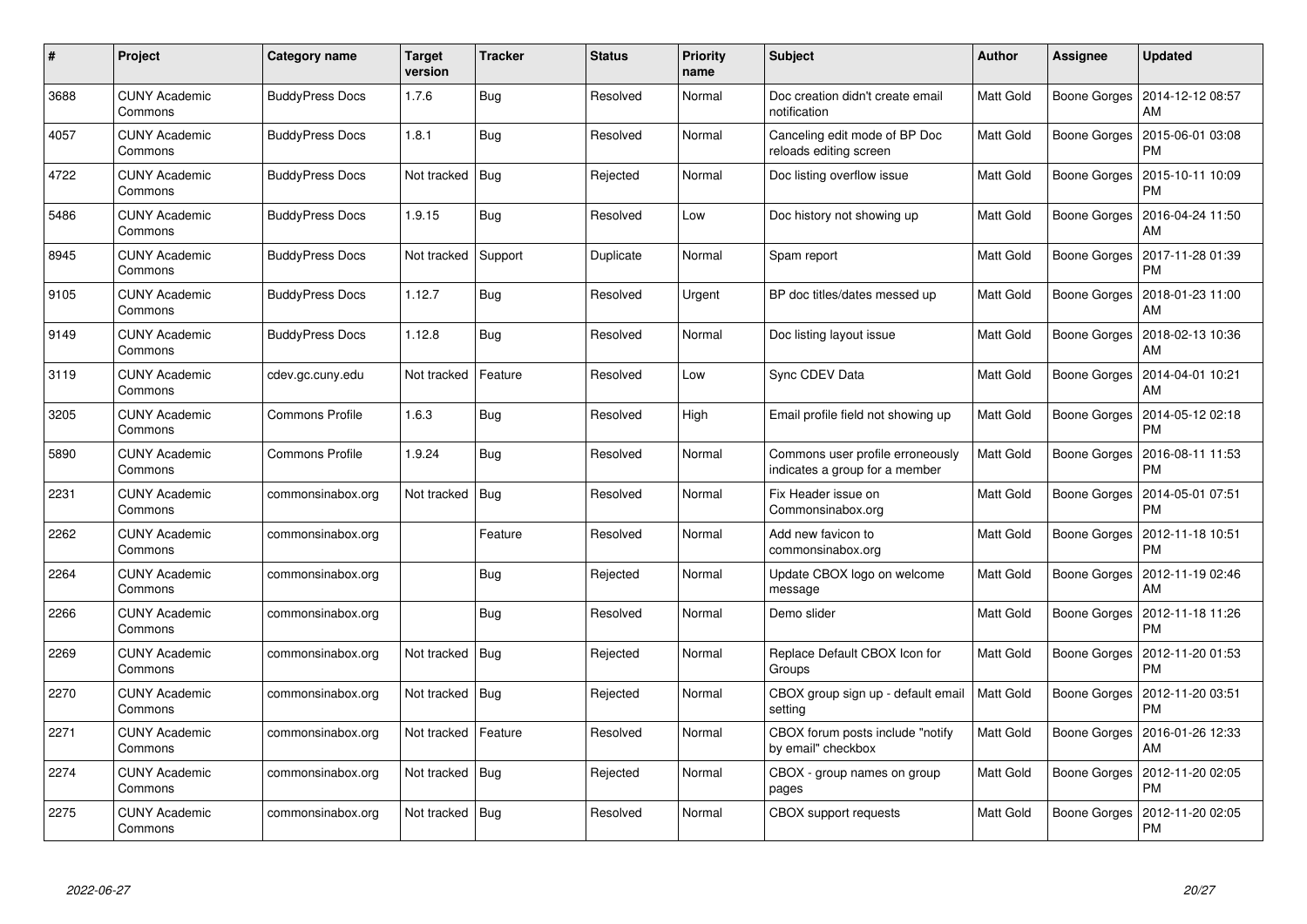| # | Project | Category name | Target version | Tracker | Status | Priority name | Subject | Author | Assignee | Updated |
|---|---|---|---|---|---|---|---|---|---|---|
| 3688 | CUNY Academic Commons | BuddyPress Docs | 1.7.6 | Bug | Resolved | Normal | Doc creation didn't create email notification | Matt Gold | Boone Gorges | 2014-12-12 08:57 AM |
| 4057 | CUNY Academic Commons | BuddyPress Docs | 1.8.1 | Bug | Resolved | Normal | Canceling edit mode of BP Doc reloads editing screen | Matt Gold | Boone Gorges | 2015-06-01 03:08 PM |
| 4722 | CUNY Academic Commons | BuddyPress Docs | Not tracked | Bug | Rejected | Normal | Doc listing overflow issue | Matt Gold | Boone Gorges | 2015-10-11 10:09 PM |
| 5486 | CUNY Academic Commons | BuddyPress Docs | 1.9.15 | Bug | Resolved | Low | Doc history not showing up | Matt Gold | Boone Gorges | 2016-04-24 11:50 AM |
| 8945 | CUNY Academic Commons | BuddyPress Docs | Not tracked | Support | Duplicate | Normal | Spam report | Matt Gold | Boone Gorges | 2017-11-28 01:39 PM |
| 9105 | CUNY Academic Commons | BuddyPress Docs | 1.12.7 | Bug | Resolved | Urgent | BP doc titles/dates messed up | Matt Gold | Boone Gorges | 2018-01-23 11:00 AM |
| 9149 | CUNY Academic Commons | BuddyPress Docs | 1.12.8 | Bug | Resolved | Normal | Doc listing layout issue | Matt Gold | Boone Gorges | 2018-02-13 10:36 AM |
| 3119 | CUNY Academic Commons | cdev.gc.cuny.edu | Not tracked | Feature | Resolved | Low | Sync CDEV Data | Matt Gold | Boone Gorges | 2014-04-01 10:21 AM |
| 3205 | CUNY Academic Commons | Commons Profile | 1.6.3 | Bug | Resolved | High | Email profile field not showing up | Matt Gold | Boone Gorges | 2014-05-12 02:18 PM |
| 5890 | CUNY Academic Commons | Commons Profile | 1.9.24 | Bug | Resolved | Normal | Commons user profile erroneously indicates a group for a member | Matt Gold | Boone Gorges | 2016-08-11 11:53 PM |
| 2231 | CUNY Academic Commons | commonsinabox.org | Not tracked | Bug | Resolved | Normal | Fix Header issue on Commonsinabox.org | Matt Gold | Boone Gorges | 2014-05-01 07:51 PM |
| 2262 | CUNY Academic Commons | commonsinabox.org | | Feature | Resolved | Normal | Add new favicon to commonsinabox.org | Matt Gold | Boone Gorges | 2012-11-18 10:51 PM |
| 2264 | CUNY Academic Commons | commonsinabox.org | | Bug | Rejected | Normal | Update CBOX logo on welcome message | Matt Gold | Boone Gorges | 2012-11-19 02:46 AM |
| 2266 | CUNY Academic Commons | commonsinabox.org | | Bug | Resolved | Normal | Demo slider | Matt Gold | Boone Gorges | 2012-11-18 11:26 PM |
| 2269 | CUNY Academic Commons | commonsinabox.org | Not tracked | Bug | Rejected | Normal | Replace Default CBOX Icon for Groups | Matt Gold | Boone Gorges | 2012-11-20 01:53 PM |
| 2270 | CUNY Academic Commons | commonsinabox.org | Not tracked | Bug | Rejected | Normal | CBOX group sign up - default email setting | Matt Gold | Boone Gorges | 2012-11-20 03:51 PM |
| 2271 | CUNY Academic Commons | commonsinabox.org | Not tracked | Feature | Resolved | Normal | CBOX forum posts include "notify by email" checkbox | Matt Gold | Boone Gorges | 2016-01-26 12:33 AM |
| 2274 | CUNY Academic Commons | commonsinabox.org | Not tracked | Bug | Rejected | Normal | CBOX - group names on group pages | Matt Gold | Boone Gorges | 2012-11-20 02:05 PM |
| 2275 | CUNY Academic Commons | commonsinabox.org | Not tracked | Bug | Resolved | Normal | CBOX support requests | Matt Gold | Boone Gorges | 2012-11-20 02:05 PM |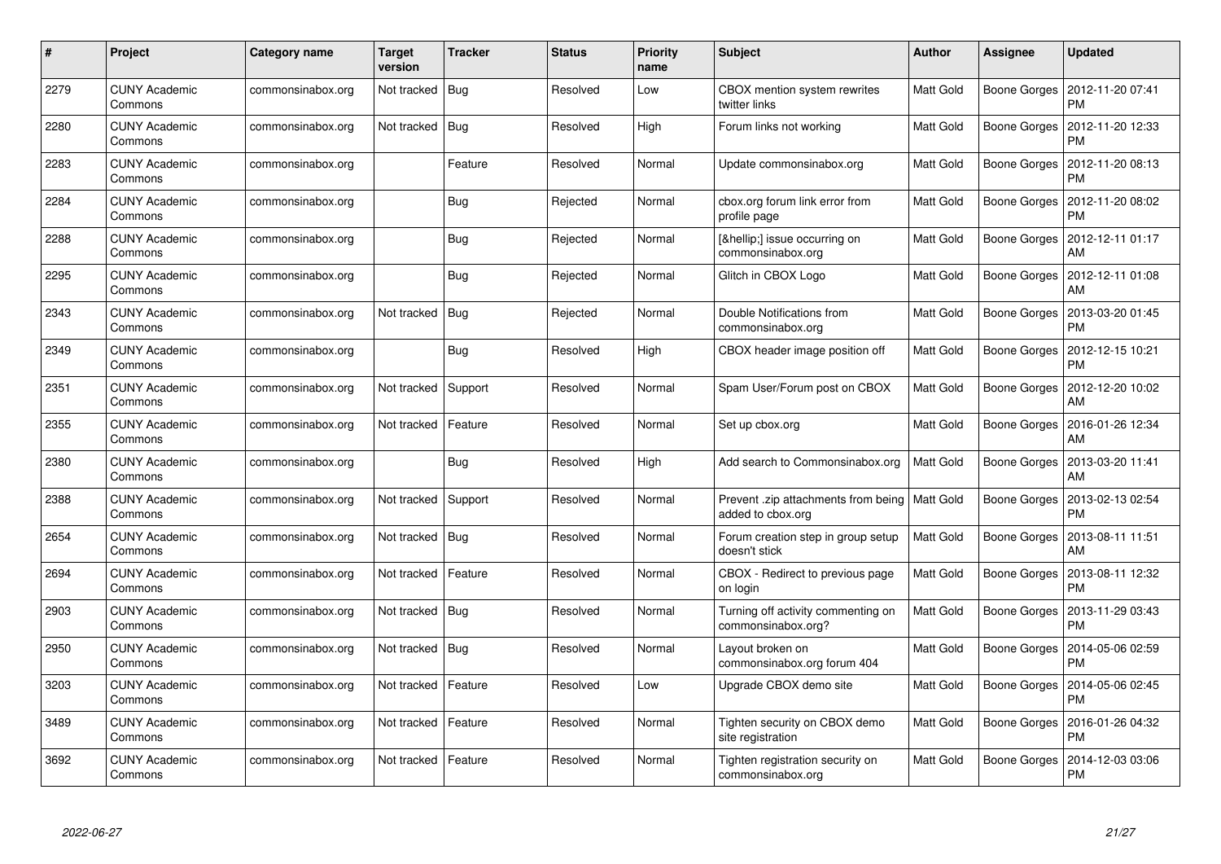| # | Project | Category name | Target version | Tracker | Status | Priority name | Subject | Author | Assignee | Updated |
|---|---|---|---|---|---|---|---|---|---|---|
| 2279 | CUNY Academic Commons | commonsinabox.org | Not tracked | Bug | Resolved | Low | CBOX mention system rewrites twitter links | Matt Gold | Boone Gorges | 2012-11-20 07:41 PM |
| 2280 | CUNY Academic Commons | commonsinabox.org | Not tracked | Bug | Resolved | High | Forum links not working | Matt Gold | Boone Gorges | 2012-11-20 12:33 PM |
| 2283 | CUNY Academic Commons | commonsinabox.org | | Feature | Resolved | Normal | Update commonsinabox.org | Matt Gold | Boone Gorges | 2012-11-20 08:13 PM |
| 2284 | CUNY Academic Commons | commonsinabox.org | | Bug | Rejected | Normal | cbox.org forum link error from profile page | Matt Gold | Boone Gorges | 2012-11-20 08:02 PM |
| 2288 | CUNY Academic Commons | commonsinabox.org | | Bug | Rejected | Normal | [&hellip;] issue occurring on commonsinabox.org | Matt Gold | Boone Gorges | 2012-12-11 01:17 AM |
| 2295 | CUNY Academic Commons | commonsinabox.org | | Bug | Rejected | Normal | Glitch in CBOX Logo | Matt Gold | Boone Gorges | 2012-12-11 01:08 AM |
| 2343 | CUNY Academic Commons | commonsinabox.org | Not tracked | Bug | Rejected | Normal | Double Notifications from commonsinabox.org | Matt Gold | Boone Gorges | 2013-03-20 01:45 PM |
| 2349 | CUNY Academic Commons | commonsinabox.org | | Bug | Resolved | High | CBOX header image position off | Matt Gold | Boone Gorges | 2012-12-15 10:21 PM |
| 2351 | CUNY Academic Commons | commonsinabox.org | Not tracked | Support | Resolved | Normal | Spam User/Forum post on CBOX | Matt Gold | Boone Gorges | 2012-12-20 10:02 AM |
| 2355 | CUNY Academic Commons | commonsinabox.org | Not tracked | Feature | Resolved | Normal | Set up cbox.org | Matt Gold | Boone Gorges | 2016-01-26 12:34 AM |
| 2380 | CUNY Academic Commons | commonsinabox.org | | Bug | Resolved | High | Add search to Commonsinabox.org | Matt Gold | Boone Gorges | 2013-03-20 11:41 AM |
| 2388 | CUNY Academic Commons | commonsinabox.org | Not tracked | Support | Resolved | Normal | Prevent .zip attachments from being added to cbox.org | Matt Gold | Boone Gorges | 2013-02-13 02:54 PM |
| 2654 | CUNY Academic Commons | commonsinabox.org | Not tracked | Bug | Resolved | Normal | Forum creation step in group setup doesn't stick | Matt Gold | Boone Gorges | 2013-08-11 11:51 AM |
| 2694 | CUNY Academic Commons | commonsinabox.org | Not tracked | Feature | Resolved | Normal | CBOX - Redirect to previous page on login | Matt Gold | Boone Gorges | 2013-08-11 12:32 PM |
| 2903 | CUNY Academic Commons | commonsinabox.org | Not tracked | Bug | Resolved | Normal | Turning off activity commenting on commonsinabox.org? | Matt Gold | Boone Gorges | 2013-11-29 03:43 PM |
| 2950 | CUNY Academic Commons | commonsinabox.org | Not tracked | Bug | Resolved | Normal | Layout broken on commonsinabox.org forum 404 | Matt Gold | Boone Gorges | 2014-05-06 02:59 PM |
| 3203 | CUNY Academic Commons | commonsinabox.org | Not tracked | Feature | Resolved | Low | Upgrade CBOX demo site | Matt Gold | Boone Gorges | 2014-05-06 02:45 PM |
| 3489 | CUNY Academic Commons | commonsinabox.org | Not tracked | Feature | Resolved | Normal | Tighten security on CBOX demo site registration | Matt Gold | Boone Gorges | 2016-01-26 04:32 PM |
| 3692 | CUNY Academic Commons | commonsinabox.org | Not tracked | Feature | Resolved | Normal | Tighten registration security on commonsinabox.org | Matt Gold | Boone Gorges | 2014-12-03 03:06 PM |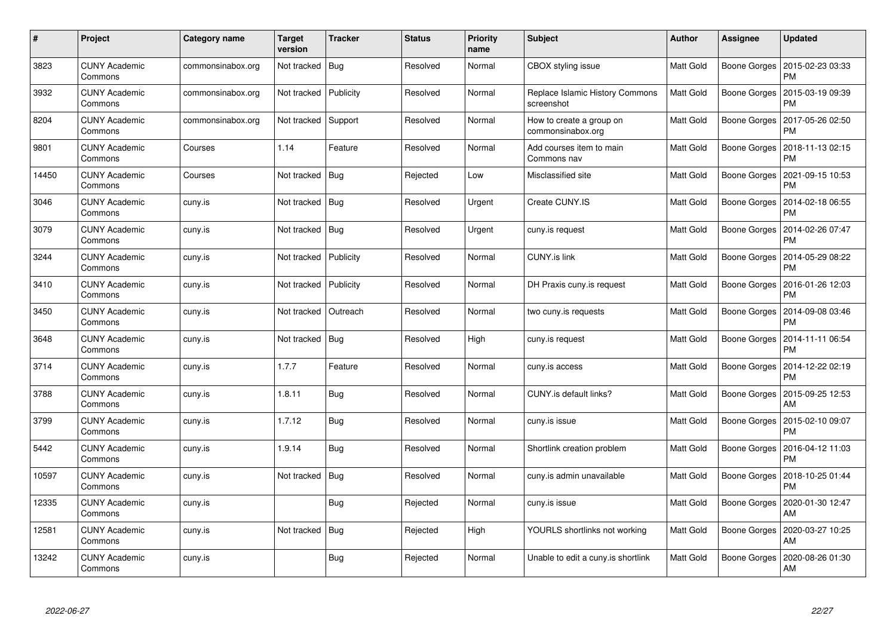| # | Project | Category name | Target version | Tracker | Status | Priority name | Subject | Author | Assignee | Updated |
|---|---|---|---|---|---|---|---|---|---|---|
| 3823 | CUNY Academic Commons | commonsinabox.org | Not tracked | Bug | Resolved | Normal | CBOX styling issue | Matt Gold | Boone Gorges | 2015-02-23 03:33 PM |
| 3932 | CUNY Academic Commons | commonsinabox.org | Not tracked | Publicity | Resolved | Normal | Replace Islamic History Commons screenshot | Matt Gold | Boone Gorges | 2015-03-19 09:39 PM |
| 8204 | CUNY Academic Commons | commonsinabox.org | Not tracked | Support | Resolved | Normal | How to create a group on commonsinabox.org | Matt Gold | Boone Gorges | 2017-05-26 02:50 PM |
| 9801 | CUNY Academic Commons | Courses | 1.14 | Feature | Resolved | Normal | Add courses item to main Commons nav | Matt Gold | Boone Gorges | 2018-11-13 02:15 PM |
| 14450 | CUNY Academic Commons | Courses | Not tracked | Bug | Rejected | Low | Misclassified site | Matt Gold | Boone Gorges | 2021-09-15 10:53 PM |
| 3046 | CUNY Academic Commons | cuny.is | Not tracked | Bug | Resolved | Urgent | Create CUNY.IS | Matt Gold | Boone Gorges | 2014-02-18 06:55 PM |
| 3079 | CUNY Academic Commons | cuny.is | Not tracked | Bug | Resolved | Urgent | cuny.is request | Matt Gold | Boone Gorges | 2014-02-26 07:47 PM |
| 3244 | CUNY Academic Commons | cuny.is | Not tracked | Publicity | Resolved | Normal | CUNY.is link | Matt Gold | Boone Gorges | 2014-05-29 08:22 PM |
| 3410 | CUNY Academic Commons | cuny.is | Not tracked | Publicity | Resolved | Normal | DH Praxis cuny.is request | Matt Gold | Boone Gorges | 2016-01-26 12:03 PM |
| 3450 | CUNY Academic Commons | cuny.is | Not tracked | Outreach | Resolved | Normal | two cuny.is requests | Matt Gold | Boone Gorges | 2014-09-08 03:46 PM |
| 3648 | CUNY Academic Commons | cuny.is | Not tracked | Bug | Resolved | High | cuny.is request | Matt Gold | Boone Gorges | 2014-11-11 06:54 PM |
| 3714 | CUNY Academic Commons | cuny.is | 1.7.7 | Feature | Resolved | Normal | cuny.is access | Matt Gold | Boone Gorges | 2014-12-22 02:19 PM |
| 3788 | CUNY Academic Commons | cuny.is | 1.8.11 | Bug | Resolved | Normal | CUNY.is default links? | Matt Gold | Boone Gorges | 2015-09-25 12:53 AM |
| 3799 | CUNY Academic Commons | cuny.is | 1.7.12 | Bug | Resolved | Normal | cuny.is issue | Matt Gold | Boone Gorges | 2015-02-10 09:07 PM |
| 5442 | CUNY Academic Commons | cuny.is | 1.9.14 | Bug | Resolved | Normal | Shortlink creation problem | Matt Gold | Boone Gorges | 2016-04-12 11:03 PM |
| 10597 | CUNY Academic Commons | cuny.is | Not tracked | Bug | Resolved | Normal | cuny.is admin unavailable | Matt Gold | Boone Gorges | 2018-10-25 01:44 PM |
| 12335 | CUNY Academic Commons | cuny.is | | Bug | Rejected | Normal | cuny.is issue | Matt Gold | Boone Gorges | 2020-01-30 12:47 AM |
| 12581 | CUNY Academic Commons | cuny.is | Not tracked | Bug | Rejected | High | YOURLS shortlinks not working | Matt Gold | Boone Gorges | 2020-03-27 10:25 AM |
| 13242 | CUNY Academic Commons | cuny.is | | Bug | Rejected | Normal | Unable to edit a cuny.is shortlink | Matt Gold | Boone Gorges | 2020-08-26 01:30 AM |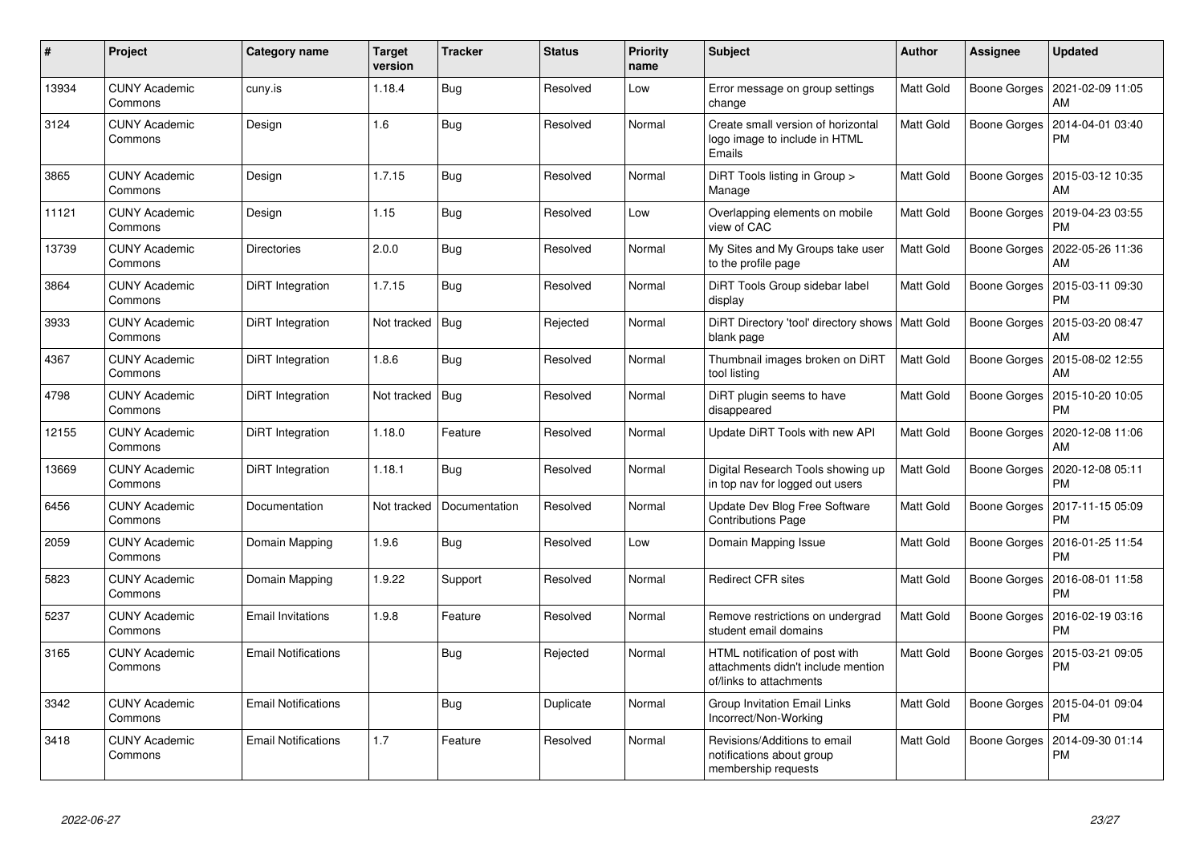| # | Project | Category name | Target version | Tracker | Status | Priority name | Subject | Author | Assignee | Updated |
|---|---|---|---|---|---|---|---|---|---|---|
| 13934 | CUNY Academic Commons | cuny.is | 1.18.4 | Bug | Resolved | Low | Error message on group settings change | Matt Gold | Boone Gorges | 2021-02-09 11:05 AM |
| 3124 | CUNY Academic Commons | Design | 1.6 | Bug | Resolved | Normal | Create small version of horizontal logo image to include in HTML Emails | Matt Gold | Boone Gorges | 2014-04-01 03:40 PM |
| 3865 | CUNY Academic Commons | Design | 1.7.15 | Bug | Resolved | Normal | DiRT Tools listing in Group > Manage | Matt Gold | Boone Gorges | 2015-03-12 10:35 AM |
| 11121 | CUNY Academic Commons | Design | 1.15 | Bug | Resolved | Low | Overlapping elements on mobile view of CAC | Matt Gold | Boone Gorges | 2019-04-23 03:55 PM |
| 13739 | CUNY Academic Commons | Directories | 2.0.0 | Bug | Resolved | Normal | My Sites and My Groups take user to the profile page | Matt Gold | Boone Gorges | 2022-05-26 11:36 AM |
| 3864 | CUNY Academic Commons | DiRT Integration | 1.7.15 | Bug | Resolved | Normal | DiRT Tools Group sidebar label display | Matt Gold | Boone Gorges | 2015-03-11 09:30 PM |
| 3933 | CUNY Academic Commons | DiRT Integration | Not tracked | Bug | Rejected | Normal | DiRT Directory 'tool' directory shows blank page | Matt Gold | Boone Gorges | 2015-03-20 08:47 AM |
| 4367 | CUNY Academic Commons | DiRT Integration | 1.8.6 | Bug | Resolved | Normal | Thumbnail images broken on DiRT tool listing | Matt Gold | Boone Gorges | 2015-08-02 12:55 AM |
| 4798 | CUNY Academic Commons | DiRT Integration | Not tracked | Bug | Resolved | Normal | DiRT plugin seems to have disappeared | Matt Gold | Boone Gorges | 2015-10-20 10:05 PM |
| 12155 | CUNY Academic Commons | DiRT Integration | 1.18.0 | Feature | Resolved | Normal | Update DiRT Tools with new API | Matt Gold | Boone Gorges | 2020-12-08 11:06 AM |
| 13669 | CUNY Academic Commons | DiRT Integration | 1.18.1 | Bug | Resolved | Normal | Digital Research Tools showing up in top nav for logged out users | Matt Gold | Boone Gorges | 2020-12-08 05:11 PM |
| 6456 | CUNY Academic Commons | Documentation | Not tracked | Documentation | Resolved | Normal | Update Dev Blog Free Software Contributions Page | Matt Gold | Boone Gorges | 2017-11-15 05:09 PM |
| 2059 | CUNY Academic Commons | Domain Mapping | 1.9.6 | Bug | Resolved | Low | Domain Mapping Issue | Matt Gold | Boone Gorges | 2016-01-25 11:54 PM |
| 5823 | CUNY Academic Commons | Domain Mapping | 1.9.22 | Support | Resolved | Normal | Redirect CFR sites | Matt Gold | Boone Gorges | 2016-08-01 11:58 PM |
| 5237 | CUNY Academic Commons | Email Invitations | 1.9.8 | Feature | Resolved | Normal | Remove restrictions on undergrad student email domains | Matt Gold | Boone Gorges | 2016-02-19 03:16 PM |
| 3165 | CUNY Academic Commons | Email Notifications | | Bug | Rejected | Normal | HTML notification of post with attachments didn't include mention of/links to attachments | Matt Gold | Boone Gorges | 2015-03-21 09:05 PM |
| 3342 | CUNY Academic Commons | Email Notifications | | Bug | Duplicate | Normal | Group Invitation Email Links Incorrect/Non-Working | Matt Gold | Boone Gorges | 2015-04-01 09:04 PM |
| 3418 | CUNY Academic Commons | Email Notifications | 1.7 | Feature | Resolved | Normal | Revisions/Additions to email notifications about group membership requests | Matt Gold | Boone Gorges | 2014-09-30 01:14 PM |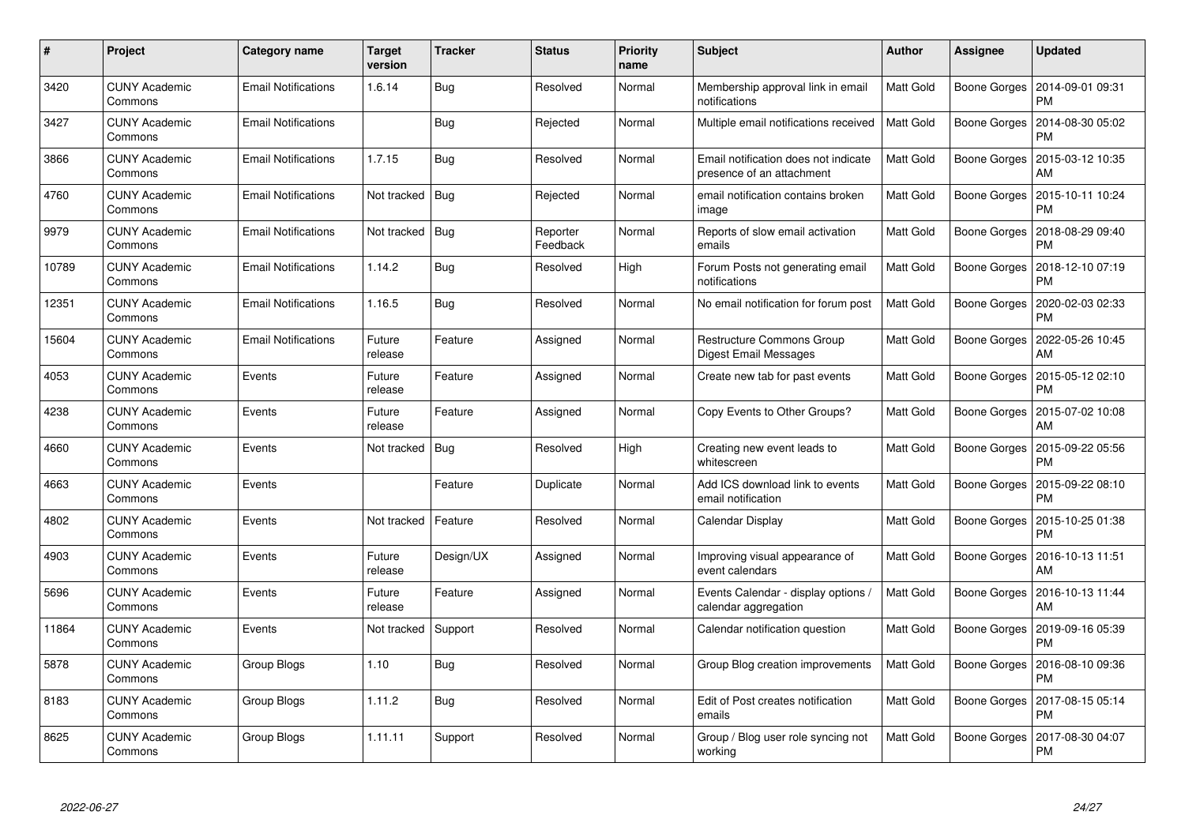| # | Project | Category name | Target version | Tracker | Status | Priority name | Subject | Author | Assignee | Updated |
|---|---|---|---|---|---|---|---|---|---|---|
| 3420 | CUNY Academic Commons | Email Notifications | 1.6.14 | Bug | Resolved | Normal | Membership approval link in email notifications | Matt Gold | Boone Gorges | 2014-09-01 09:31 PM |
| 3427 | CUNY Academic Commons | Email Notifications | | Bug | Rejected | Normal | Multiple email notifications received | Matt Gold | Boone Gorges | 2014-08-30 05:02 PM |
| 3866 | CUNY Academic Commons | Email Notifications | 1.7.15 | Bug | Resolved | Normal | Email notification does not indicate presence of an attachment | Matt Gold | Boone Gorges | 2015-03-12 10:35 AM |
| 4760 | CUNY Academic Commons | Email Notifications | Not tracked | Bug | Rejected | Normal | email notification contains broken image | Matt Gold | Boone Gorges | 2015-10-11 10:24 PM |
| 9979 | CUNY Academic Commons | Email Notifications | Not tracked | Bug | Reporter Feedback | Normal | Reports of slow email activation emails | Matt Gold | Boone Gorges | 2018-08-29 09:40 PM |
| 10789 | CUNY Academic Commons | Email Notifications | 1.14.2 | Bug | Resolved | High | Forum Posts not generating email notifications | Matt Gold | Boone Gorges | 2018-12-10 07:19 PM |
| 12351 | CUNY Academic Commons | Email Notifications | 1.16.5 | Bug | Resolved | Normal | No email notification for forum post | Matt Gold | Boone Gorges | 2020-02-03 02:33 PM |
| 15604 | CUNY Academic Commons | Email Notifications | Future release | Feature | Assigned | Normal | Restructure Commons Group Digest Email Messages | Matt Gold | Boone Gorges | 2022-05-26 10:45 AM |
| 4053 | CUNY Academic Commons | Events | Future release | Feature | Assigned | Normal | Create new tab for past events | Matt Gold | Boone Gorges | 2015-05-12 02:10 PM |
| 4238 | CUNY Academic Commons | Events | Future release | Feature | Assigned | Normal | Copy Events to Other Groups? | Matt Gold | Boone Gorges | 2015-07-02 10:08 AM |
| 4660 | CUNY Academic Commons | Events | Not tracked | Bug | Resolved | High | Creating new event leads to whitescreen | Matt Gold | Boone Gorges | 2015-09-22 05:56 PM |
| 4663 | CUNY Academic Commons | Events | | Feature | Duplicate | Normal | Add ICS download link to events email notification | Matt Gold | Boone Gorges | 2015-09-22 08:10 PM |
| 4802 | CUNY Academic Commons | Events | Not tracked | Feature | Resolved | Normal | Calendar Display | Matt Gold | Boone Gorges | 2015-10-25 01:38 PM |
| 4903 | CUNY Academic Commons | Events | Future release | Design/UX | Assigned | Normal | Improving visual appearance of event calendars | Matt Gold | Boone Gorges | 2016-10-13 11:51 AM |
| 5696 | CUNY Academic Commons | Events | Future release | Feature | Assigned | Normal | Events Calendar - display options / calendar aggregation | Matt Gold | Boone Gorges | 2016-10-13 11:44 AM |
| 11864 | CUNY Academic Commons | Events | Not tracked | Support | Resolved | Normal | Calendar notification question | Matt Gold | Boone Gorges | 2019-09-16 05:39 PM |
| 5878 | CUNY Academic Commons | Group Blogs | 1.10 | Bug | Resolved | Normal | Group Blog creation improvements | Matt Gold | Boone Gorges | 2016-08-10 09:36 PM |
| 8183 | CUNY Academic Commons | Group Blogs | 1.11.2 | Bug | Resolved | Normal | Edit of Post creates notification emails | Matt Gold | Boone Gorges | 2017-08-15 05:14 PM |
| 8625 | CUNY Academic Commons | Group Blogs | 1.11.11 | Support | Resolved | Normal | Group / Blog user role syncing not working | Matt Gold | Boone Gorges | 2017-08-30 04:07 PM |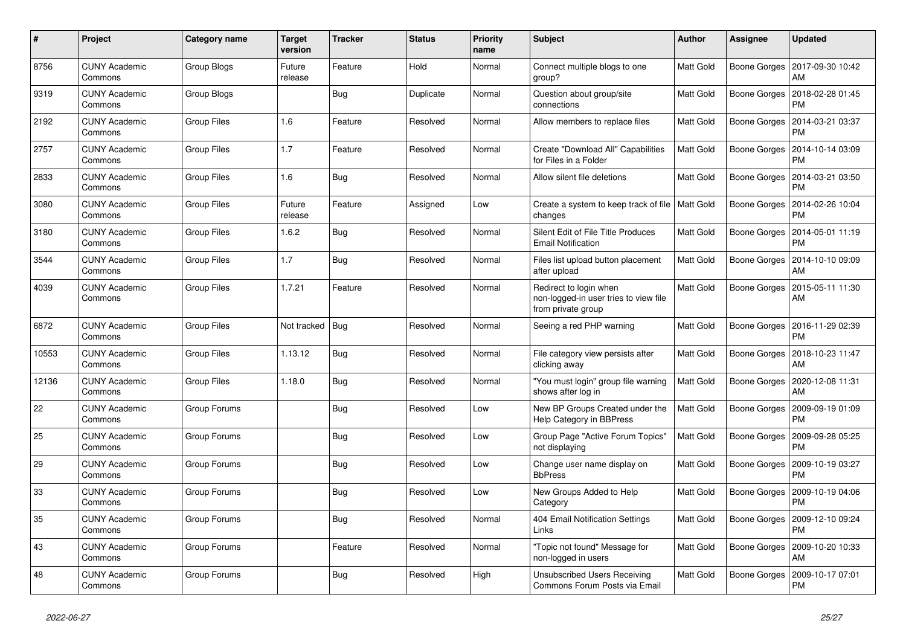| # | Project | Category name | Target version | Tracker | Status | Priority name | Subject | Author | Assignee | Updated |
| --- | --- | --- | --- | --- | --- | --- | --- | --- | --- | --- |
| 8756 | CUNY Academic Commons | Group Blogs | Future release | Feature | Hold | Normal | Connect multiple blogs to one group? | Matt Gold | Boone Gorges | 2017-09-30 10:42 AM |
| 9319 | CUNY Academic Commons | Group Blogs |  | Bug | Duplicate | Normal | Question about group/site connections | Matt Gold | Boone Gorges | 2018-02-28 01:45 PM |
| 2192 | CUNY Academic Commons | Group Files | 1.6 | Feature | Resolved | Normal | Allow members to replace files | Matt Gold | Boone Gorges | 2014-03-21 03:37 PM |
| 2757 | CUNY Academic Commons | Group Files | 1.7 | Feature | Resolved | Normal | Create "Download All" Capabilities for Files in a Folder | Matt Gold | Boone Gorges | 2014-10-14 03:09 PM |
| 2833 | CUNY Academic Commons | Group Files | 1.6 | Bug | Resolved | Normal | Allow silent file deletions | Matt Gold | Boone Gorges | 2014-03-21 03:50 PM |
| 3080 | CUNY Academic Commons | Group Files | Future release | Feature | Assigned | Low | Create a system to keep track of file changes | Matt Gold | Boone Gorges | 2014-02-26 10:04 PM |
| 3180 | CUNY Academic Commons | Group Files | 1.6.2 | Bug | Resolved | Normal | Silent Edit of File Title Produces Email Notification | Matt Gold | Boone Gorges | 2014-05-01 11:19 PM |
| 3544 | CUNY Academic Commons | Group Files | 1.7 | Bug | Resolved | Normal | Files list upload button placement after upload | Matt Gold | Boone Gorges | 2014-10-10 09:09 AM |
| 4039 | CUNY Academic Commons | Group Files | 1.7.21 | Feature | Resolved | Normal | Redirect to login when non-logged-in user tries to view file from private group | Matt Gold | Boone Gorges | 2015-05-11 11:30 AM |
| 6872 | CUNY Academic Commons | Group Files | Not tracked | Bug | Resolved | Normal | Seeing a red PHP warning | Matt Gold | Boone Gorges | 2016-11-29 02:39 PM |
| 10553 | CUNY Academic Commons | Group Files | 1.13.12 | Bug | Resolved | Normal | File category view persists after clicking away | Matt Gold | Boone Gorges | 2018-10-23 11:47 AM |
| 12136 | CUNY Academic Commons | Group Files | 1.18.0 | Bug | Resolved | Normal | "You must login" group file warning shows after log in | Matt Gold | Boone Gorges | 2020-12-08 11:31 AM |
| 22 | CUNY Academic Commons | Group Forums |  | Bug | Resolved | Low | New BP Groups Created under the Help Category in BBPress | Matt Gold | Boone Gorges | 2009-09-19 01:09 PM |
| 25 | CUNY Academic Commons | Group Forums |  | Bug | Resolved | Low | Group Page "Active Forum Topics" not displaying | Matt Gold | Boone Gorges | 2009-09-28 05:25 PM |
| 29 | CUNY Academic Commons | Group Forums |  | Bug | Resolved | Low | Change user name display on BbPress | Matt Gold | Boone Gorges | 2009-10-19 03:27 PM |
| 33 | CUNY Academic Commons | Group Forums |  | Bug | Resolved | Low | New Groups Added to Help Category | Matt Gold | Boone Gorges | 2009-10-19 04:06 PM |
| 35 | CUNY Academic Commons | Group Forums |  | Bug | Resolved | Normal | 404 Email Notification Settings Links | Matt Gold | Boone Gorges | 2009-12-10 09:24 PM |
| 43 | CUNY Academic Commons | Group Forums |  | Feature | Resolved | Normal | "Topic not found" Message for non-logged in users | Matt Gold | Boone Gorges | 2009-10-20 10:33 AM |
| 48 | CUNY Academic Commons | Group Forums |  | Bug | Resolved | High | Unsubscribed Users Receiving Commons Forum Posts via Email | Matt Gold | Boone Gorges | 2009-10-17 07:01 PM |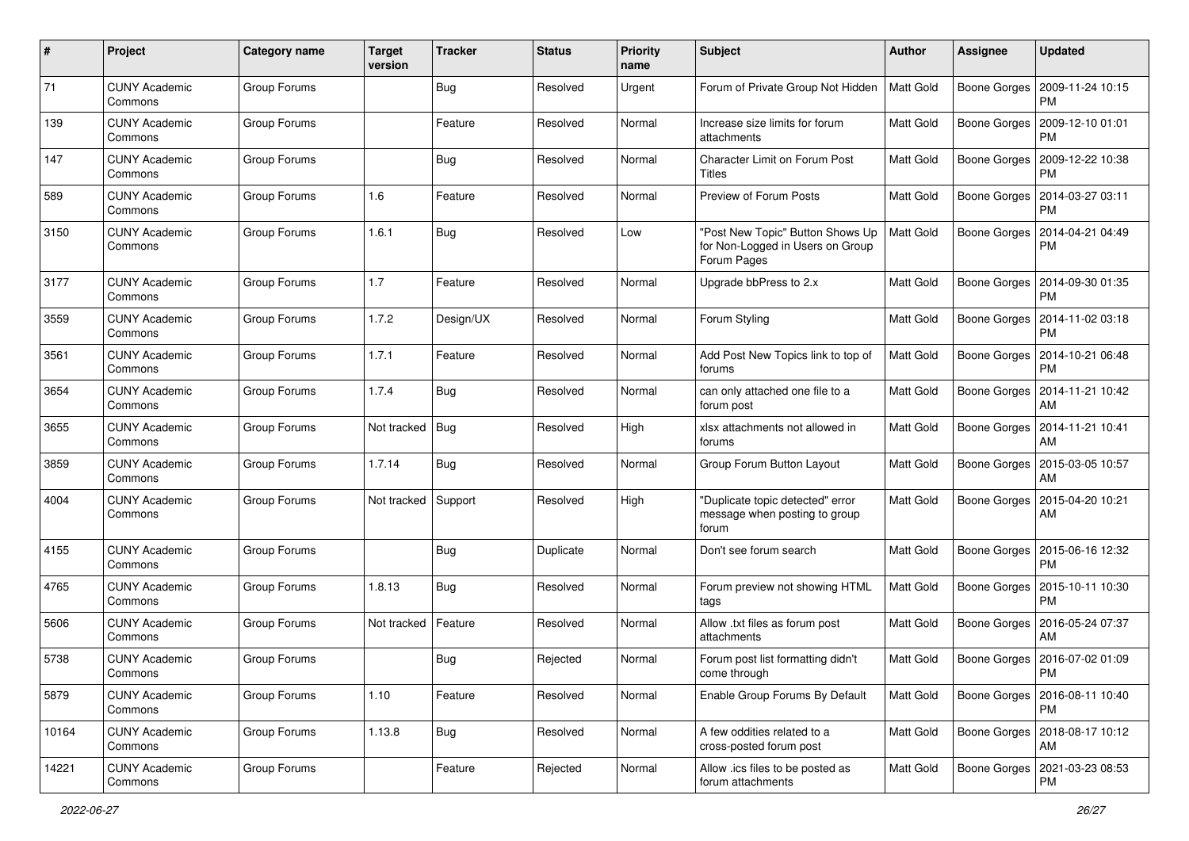| # | Project | Category name | Target version | Tracker | Status | Priority name | Subject | Author | Assignee | Updated |
|---|---|---|---|---|---|---|---|---|---|---|
| 71 | CUNY Academic Commons | Group Forums | | Bug | Resolved | Urgent | Forum of Private Group Not Hidden | Matt Gold | Boone Gorges | 2009-11-24 10:15 PM |
| 139 | CUNY Academic Commons | Group Forums | | Feature | Resolved | Normal | Increase size limits for forum attachments | Matt Gold | Boone Gorges | 2009-12-10 01:01 PM |
| 147 | CUNY Academic Commons | Group Forums | | Bug | Resolved | Normal | Character Limit on Forum Post Titles | Matt Gold | Boone Gorges | 2009-12-22 10:38 PM |
| 589 | CUNY Academic Commons | Group Forums | 1.6 | Feature | Resolved | Normal | Preview of Forum Posts | Matt Gold | Boone Gorges | 2014-03-27 03:11 PM |
| 3150 | CUNY Academic Commons | Group Forums | 1.6.1 | Bug | Resolved | Low | "Post New Topic" Button Shows Up for Non-Logged in Users on Group Forum Pages | Matt Gold | Boone Gorges | 2014-04-21 04:49 PM |
| 3177 | CUNY Academic Commons | Group Forums | 1.7 | Feature | Resolved | Normal | Upgrade bbPress to 2.x | Matt Gold | Boone Gorges | 2014-09-30 01:35 PM |
| 3559 | CUNY Academic Commons | Group Forums | 1.7.2 | Design/UX | Resolved | Normal | Forum Styling | Matt Gold | Boone Gorges | 2014-11-02 03:18 PM |
| 3561 | CUNY Academic Commons | Group Forums | 1.7.1 | Feature | Resolved | Normal | Add Post New Topics link to top of forums | Matt Gold | Boone Gorges | 2014-10-21 06:48 PM |
| 3654 | CUNY Academic Commons | Group Forums | 1.7.4 | Bug | Resolved | Normal | can only attached one file to a forum post | Matt Gold | Boone Gorges | 2014-11-21 10:42 AM |
| 3655 | CUNY Academic Commons | Group Forums | Not tracked | Bug | Resolved | High | xlsx attachments not allowed in forums | Matt Gold | Boone Gorges | 2014-11-21 10:41 AM |
| 3859 | CUNY Academic Commons | Group Forums | 1.7.14 | Bug | Resolved | Normal | Group Forum Button Layout | Matt Gold | Boone Gorges | 2015-03-05 10:57 AM |
| 4004 | CUNY Academic Commons | Group Forums | Not tracked | Support | Resolved | High | "Duplicate topic detected" error message when posting to group forum | Matt Gold | Boone Gorges | 2015-04-20 10:21 AM |
| 4155 | CUNY Academic Commons | Group Forums | | Bug | Duplicate | Normal | Don't see forum search | Matt Gold | Boone Gorges | 2015-06-16 12:32 PM |
| 4765 | CUNY Academic Commons | Group Forums | 1.8.13 | Bug | Resolved | Normal | Forum preview not showing HTML tags | Matt Gold | Boone Gorges | 2015-10-11 10:30 PM |
| 5606 | CUNY Academic Commons | Group Forums | Not tracked | Feature | Resolved | Normal | Allow .txt files as forum post attachments | Matt Gold | Boone Gorges | 2016-05-24 07:37 AM |
| 5738 | CUNY Academic Commons | Group Forums | | Bug | Rejected | Normal | Forum post list formatting didn't come through | Matt Gold | Boone Gorges | 2016-07-02 01:09 PM |
| 5879 | CUNY Academic Commons | Group Forums | 1.10 | Feature | Resolved | Normal | Enable Group Forums By Default | Matt Gold | Boone Gorges | 2016-08-11 10:40 PM |
| 10164 | CUNY Academic Commons | Group Forums | 1.13.8 | Bug | Resolved | Normal | A few oddities related to a cross-posted forum post | Matt Gold | Boone Gorges | 2018-08-17 10:12 AM |
| 14221 | CUNY Academic Commons | Group Forums | | Feature | Rejected | Normal | Allow .ics files to be posted as forum attachments | Matt Gold | Boone Gorges | 2021-03-23 08:53 PM |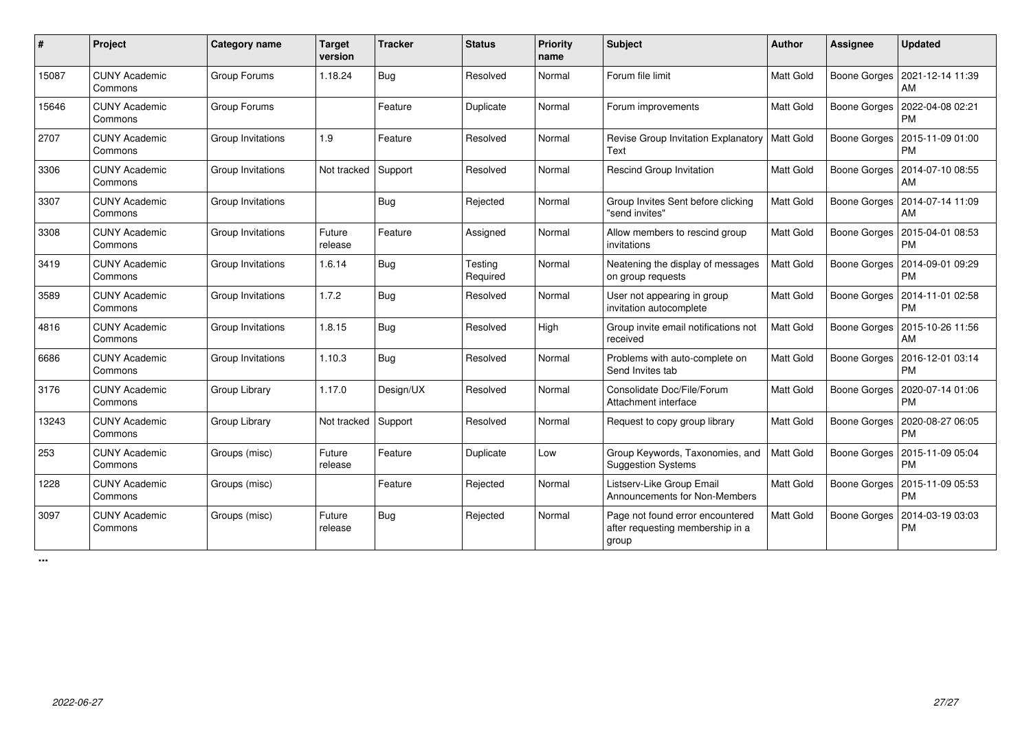| # | Project | Category name | Target version | Tracker | Status | Priority name | Subject | Author | Assignee | Updated |
|---|---|---|---|---|---|---|---|---|---|---|
| 15087 | CUNY Academic Commons | Group Forums | 1.18.24 | Bug | Resolved | Normal | Forum file limit | Matt Gold | Boone Gorges | 2021-12-14 11:39 AM |
| 15646 | CUNY Academic Commons | Group Forums | | Feature | Duplicate | Normal | Forum improvements | Matt Gold | Boone Gorges | 2022-04-08 02:21 PM |
| 2707 | CUNY Academic Commons | Group Invitations | 1.9 | Feature | Resolved | Normal | Revise Group Invitation Explanatory Text | Matt Gold | Boone Gorges | 2015-11-09 01:00 PM |
| 3306 | CUNY Academic Commons | Group Invitations | Not tracked | Support | Resolved | Normal | Rescind Group Invitation | Matt Gold | Boone Gorges | 2014-07-10 08:55 AM |
| 3307 | CUNY Academic Commons | Group Invitations | | Bug | Rejected | Normal | Group Invites Sent before clicking "send invites" | Matt Gold | Boone Gorges | 2014-07-14 11:09 AM |
| 3308 | CUNY Academic Commons | Group Invitations | Future release | Feature | Assigned | Normal | Allow members to rescind group invitations | Matt Gold | Boone Gorges | 2015-04-01 08:53 PM |
| 3419 | CUNY Academic Commons | Group Invitations | 1.6.14 | Bug | Testing Required | Normal | Neatening the display of messages on group requests | Matt Gold | Boone Gorges | 2014-09-01 09:29 PM |
| 3589 | CUNY Academic Commons | Group Invitations | 1.7.2 | Bug | Resolved | Normal | User not appearing in group invitation autocomplete | Matt Gold | Boone Gorges | 2014-11-01 02:58 PM |
| 4816 | CUNY Academic Commons | Group Invitations | 1.8.15 | Bug | Resolved | High | Group invite email notifications not received | Matt Gold | Boone Gorges | 2015-10-26 11:56 AM |
| 6686 | CUNY Academic Commons | Group Invitations | 1.10.3 | Bug | Resolved | Normal | Problems with auto-complete on Send Invites tab | Matt Gold | Boone Gorges | 2016-12-01 03:14 PM |
| 3176 | CUNY Academic Commons | Group Library | 1.17.0 | Design/UX | Resolved | Normal | Consolidate Doc/File/Forum Attachment interface | Matt Gold | Boone Gorges | 2020-07-14 01:06 PM |
| 13243 | CUNY Academic Commons | Group Library | Not tracked | Support | Resolved | Normal | Request to copy group library | Matt Gold | Boone Gorges | 2020-08-27 06:05 PM |
| 253 | CUNY Academic Commons | Groups (misc) | Future release | Feature | Duplicate | Low | Group Keywords, Taxonomies, and Suggestion Systems | Matt Gold | Boone Gorges | 2015-11-09 05:04 PM |
| 1228 | CUNY Academic Commons | Groups (misc) | | Feature | Rejected | Normal | Listserv-Like Group Email Announcements for Non-Members | Matt Gold | Boone Gorges | 2015-11-09 05:53 PM |
| 3097 | CUNY Academic Commons | Groups (misc) | Future release | Bug | Rejected | Normal | Page not found error encountered after requesting membership in a group | Matt Gold | Boone Gorges | 2014-03-19 03:03 PM |

...